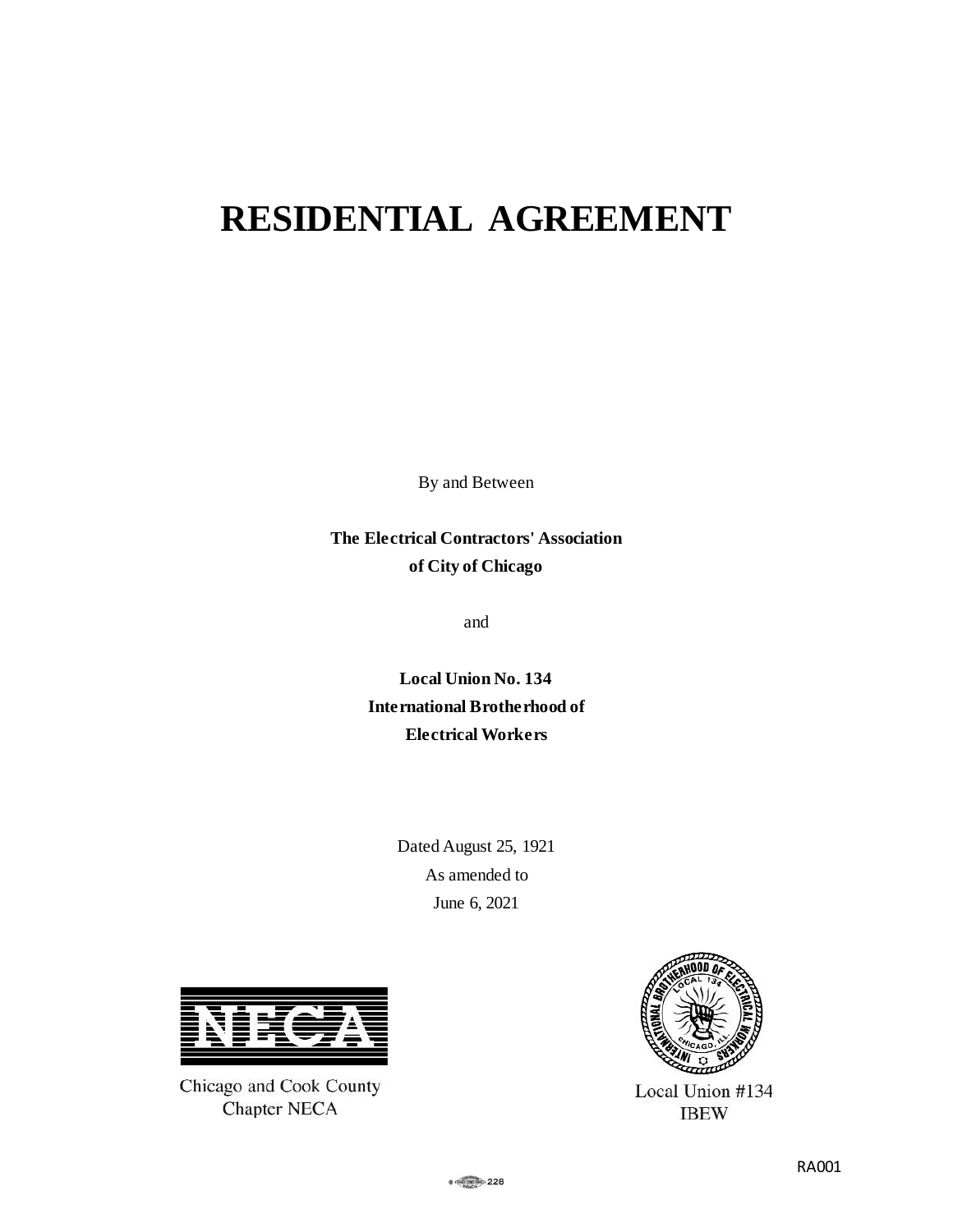# RESIDENTIAL AGREEMENT

By and Between

**The Electrical Contractors' Association of City of Chicago**

and

**Local Union No. 134**
**International Brotherhood of Electrical Workers**

Dated August 25, 1921
As amended to
June 6, 2021

Chicago and Cook County Chapter NECA

Local Union #134 IBEW

RA001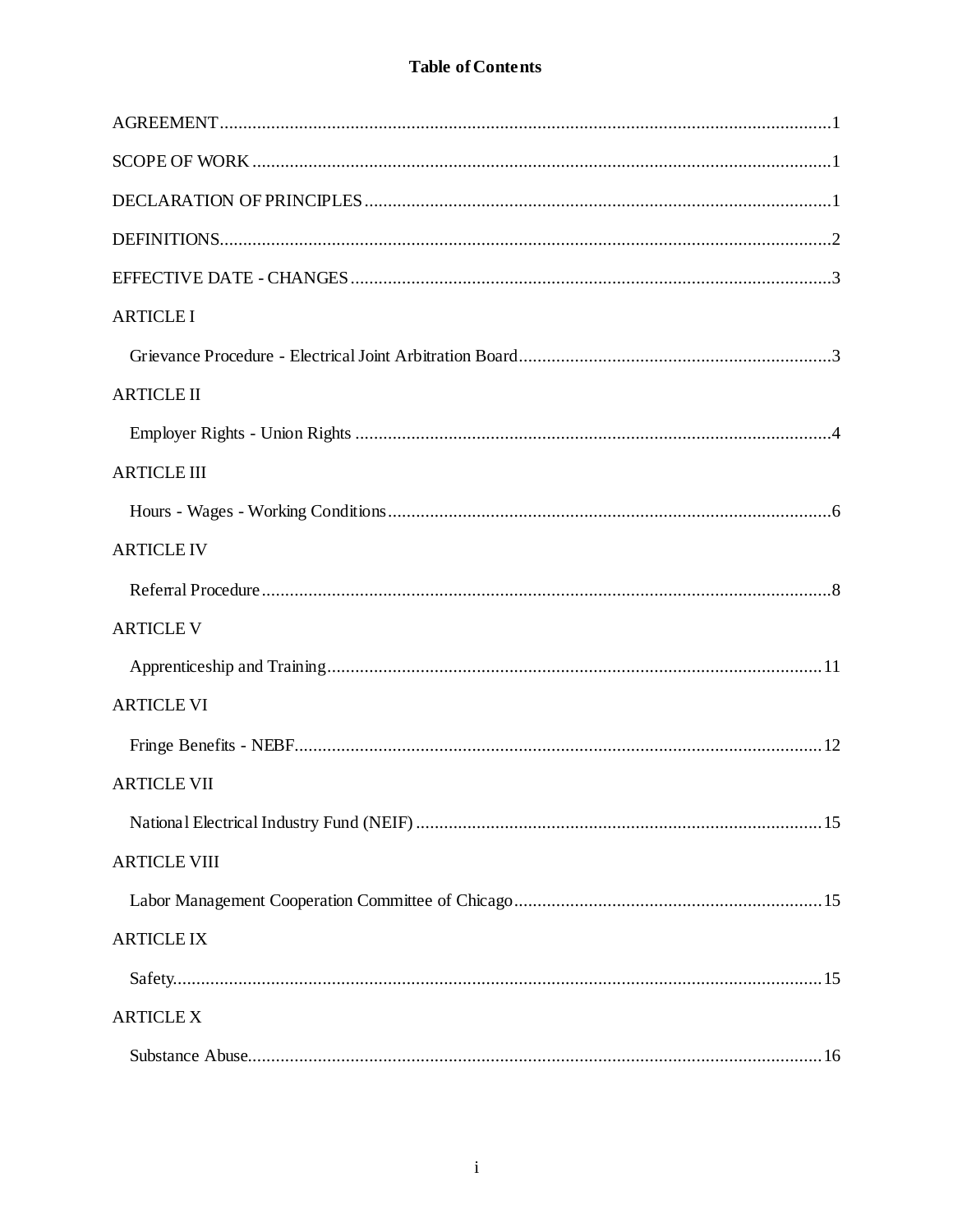# Table of Contents

AGREEMENT .......... 1

SCOPE OF WORK .......... 1

DECLARATION OF PRINCIPLES .......... 1

DEFINITIONS .......... 2

EFFECTIVE DATE - CHANGES .......... 3

ARTICLE I

- Grievance Procedure - Electrical Joint Arbitration Board .......... 3

ARTICLE II

- Employer Rights - Union Rights .......... 4

ARTICLE III

- Hours - Wages - Working Conditions .......... 6

ARTICLE IV

- Referral Procedure .......... 8

ARTICLE V

- Apprenticeship and Training .......... 11

ARTICLE VI

- Fringe Benefits - NEBF .......... 12

ARTICLE VII

- National Electrical Industry Fund (NEIF) .......... 15

ARTICLE VIII

- Labor Management Cooperation Committee of Chicago .......... 15

ARTICLE IX

- Safety .......... 15

ARTICLE X

- Substance Abuse .......... 16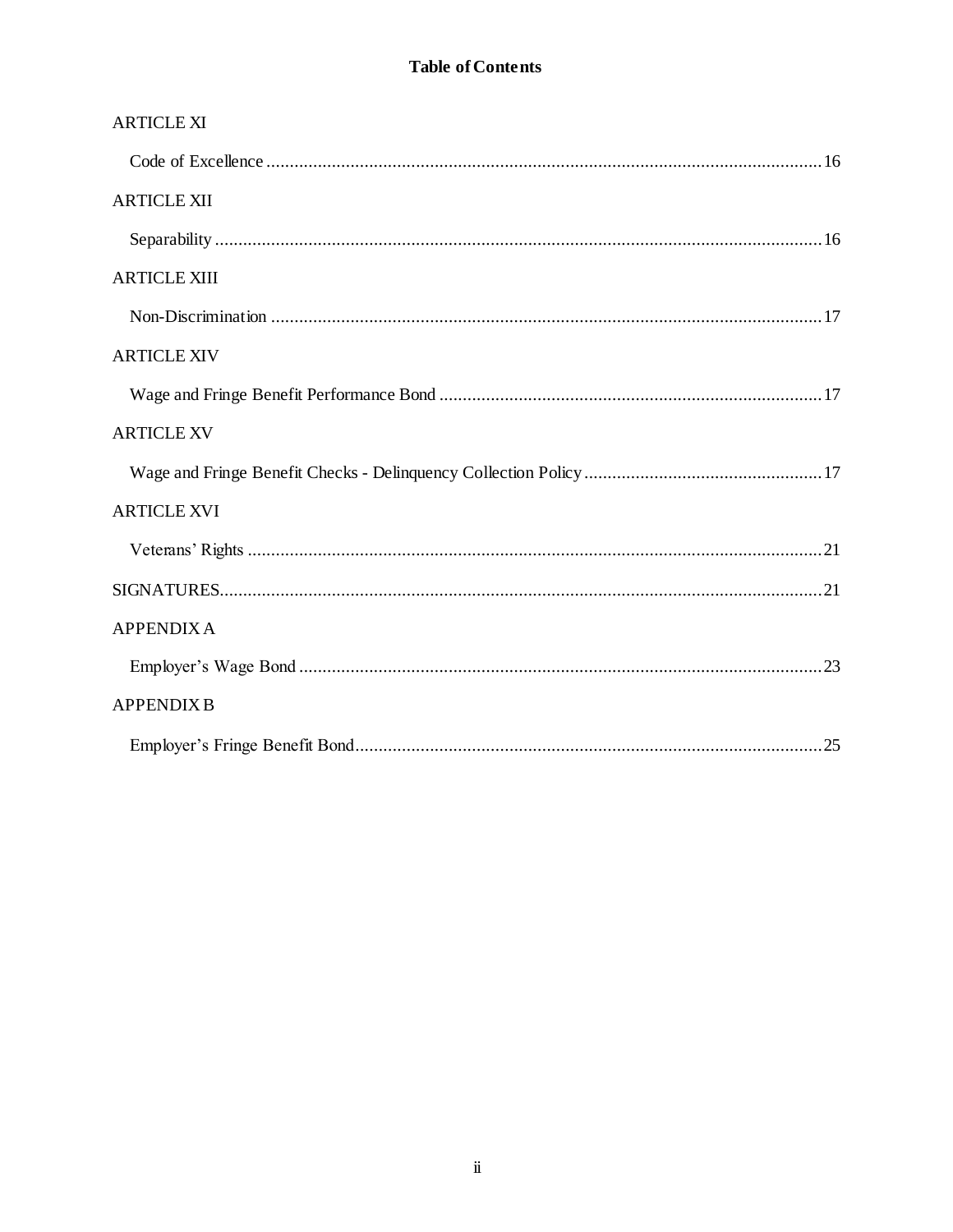**Table of Contents**

ARTICLE XI

Code of Excellence ........................................................................................................................16

ARTICLE XII

Separability ...................................................................................................................................16

ARTICLE XIII

Non-Discrimination .......................................................................................................................17

ARTICLE XIV

Wage and Fringe Benefit Performance Bond ..................................................................................17

ARTICLE XV

Wage and Fringe Benefit Checks - Delinquency Collection Policy ...................................................17

ARTICLE XVI

Veterans' Rights ............................................................................................................................21

SIGNATURES...................................................................................................................................21

APPENDIX A

Employer's Wage Bond ..................................................................................................................23

APPENDIX B

Employer's Fringe Benefit Bond.....................................................................................................25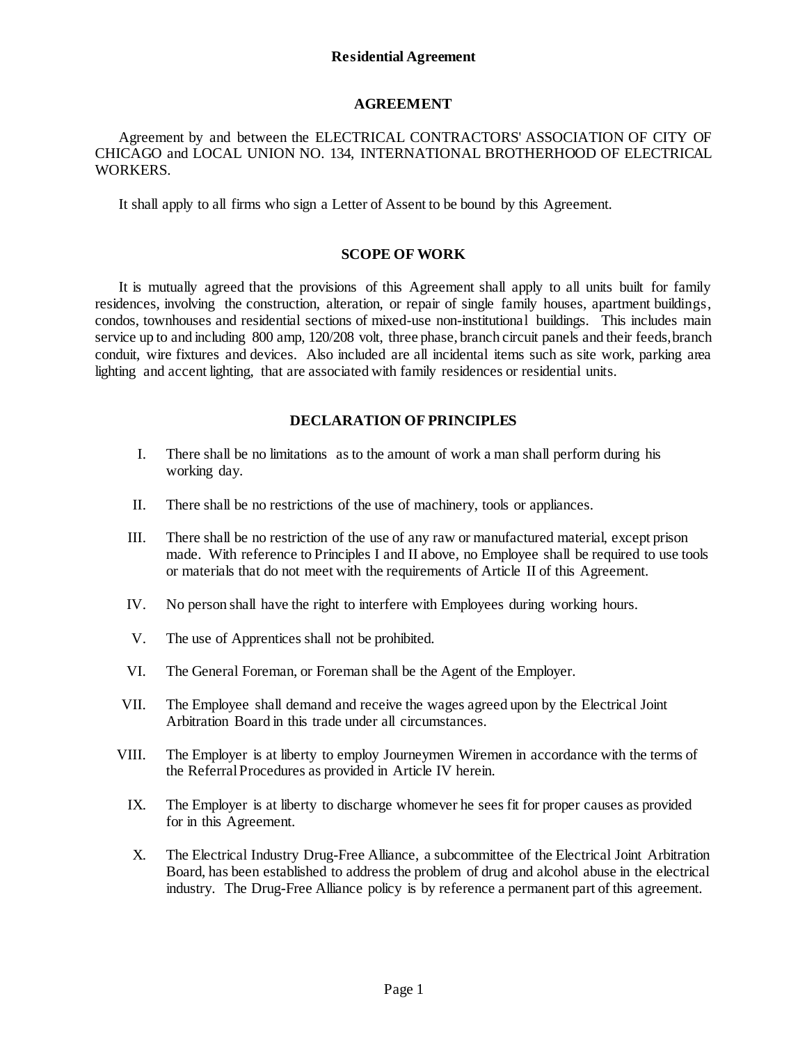**Residential Agreement**

## AGREEMENT

Agreement by and between the ELECTRICAL CONTRACTORS' ASSOCIATION OF CITY OF CHICAGO and LOCAL UNION NO. 134, INTERNATIONAL BROTHERHOOD OF ELECTRICAL WORKERS.

It shall apply to all firms who sign a Letter of Assent to be bound by this Agreement.

## SCOPE OF WORK

It is mutually agreed that the provisions of this Agreement shall apply to all units built for family residences, involving the construction, alteration, or repair of single family houses, apartment buildings, condos, townhouses and residential sections of mixed-use non-institutional buildings. This includes main service up to and including 800 amp, 120/208 volt, three phase, branch circuit panels and their feeds, branch conduit, wire fixtures and devices. Also included are all incidental items such as site work, parking area lighting and accent lighting, that are associated with family residences or residential units.

## DECLARATION OF PRINCIPLES

I. There shall be no limitations as to the amount of work a man shall perform during his working day.

II. There shall be no restrictions of the use of machinery, tools or appliances.

III. There shall be no restriction of the use of any raw or manufactured material, except prison made. With reference to Principles I and II above, no Employee shall be required to use tools or materials that do not meet with the requirements of Article II of this Agreement.

IV. No person shall have the right to interfere with Employees during working hours.

V. The use of Apprentices shall not be prohibited.

VI. The General Foreman, or Foreman shall be the Agent of the Employer.

VII. The Employee shall demand and receive the wages agreed upon by the Electrical Joint Arbitration Board in this trade under all circumstances.

VIII. The Employer is at liberty to employ Journeymen Wiremen in accordance with the terms of the Referral Procedures as provided in Article IV herein.

IX. The Employer is at liberty to discharge whomever he sees fit for proper causes as provided for in this Agreement.

X. The Electrical Industry Drug-Free Alliance, a subcommittee of the Electrical Joint Arbitration Board, has been established to address the problem of drug and alcohol abuse in the electrical industry. The Drug-Free Alliance policy is by reference a permanent part of this agreement.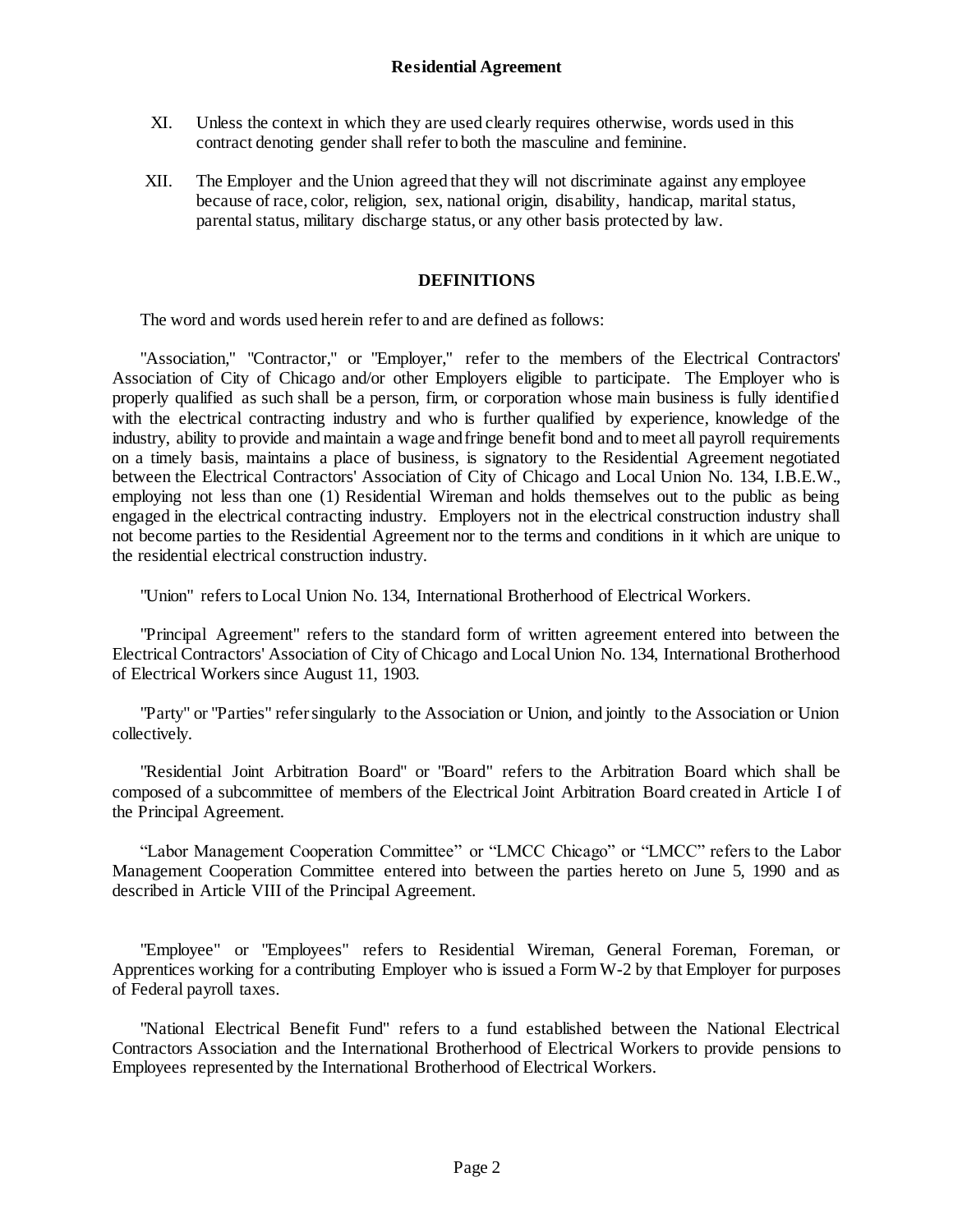XI. Unless the context in which they are used clearly requires otherwise, words used in this contract denoting gender shall refer to both the masculine and feminine.

XII. The Employer and the Union agreed that they will not discriminate against any employee because of race, color, religion, sex, national origin, disability, handicap, marital status, parental status, military discharge status, or any other basis protected by law.

## DEFINITIONS

The word and words used herein refer to and are defined as follows:

"Association," "Contractor," or "Employer," refer to the members of the Electrical Contractors' Association of City of Chicago and/or other Employers eligible to participate. The Employer who is properly qualified as such shall be a person, firm, or corporation whose main business is fully identified with the electrical contracting industry and who is further qualified by experience, knowledge of the industry, ability to provide and maintain a wage and fringe benefit bond and to meet all payroll requirements on a timely basis, maintains a place of business, is signatory to the Residential Agreement negotiated between the Electrical Contractors' Association of City of Chicago and Local Union No. 134, I.B.E.W., employing not less than one (1) Residential Wireman and holds themselves out to the public as being engaged in the electrical contracting industry. Employers not in the electrical construction industry shall not become parties to the Residential Agreement nor to the terms and conditions in it which are unique to the residential electrical construction industry.

"Union" refers to Local Union No. 134, International Brotherhood of Electrical Workers.

"Principal Agreement" refers to the standard form of written agreement entered into between the Electrical Contractors' Association of City of Chicago and Local Union No. 134, International Brotherhood of Electrical Workers since August 11, 1903.

"Party" or "Parties" refer singularly to the Association or Union, and jointly to the Association or Union collectively.

"Residential Joint Arbitration Board" or "Board" refers to the Arbitration Board which shall be composed of a subcommittee of members of the Electrical Joint Arbitration Board created in Article I of the Principal Agreement.

"Labor Management Cooperation Committee" or "LMCC Chicago" or "LMCC" refers to the Labor Management Cooperation Committee entered into between the parties hereto on June 5, 1990 and as described in Article VIII of the Principal Agreement.

"Employee" or "Employees" refers to Residential Wireman, General Foreman, Foreman, or Apprentices working for a contributing Employer who is issued a Form W-2 by that Employer for purposes of Federal payroll taxes.

"National Electrical Benefit Fund" refers to a fund established between the National Electrical Contractors Association and the International Brotherhood of Electrical Workers to provide pensions to Employees represented by the International Brotherhood of Electrical Workers.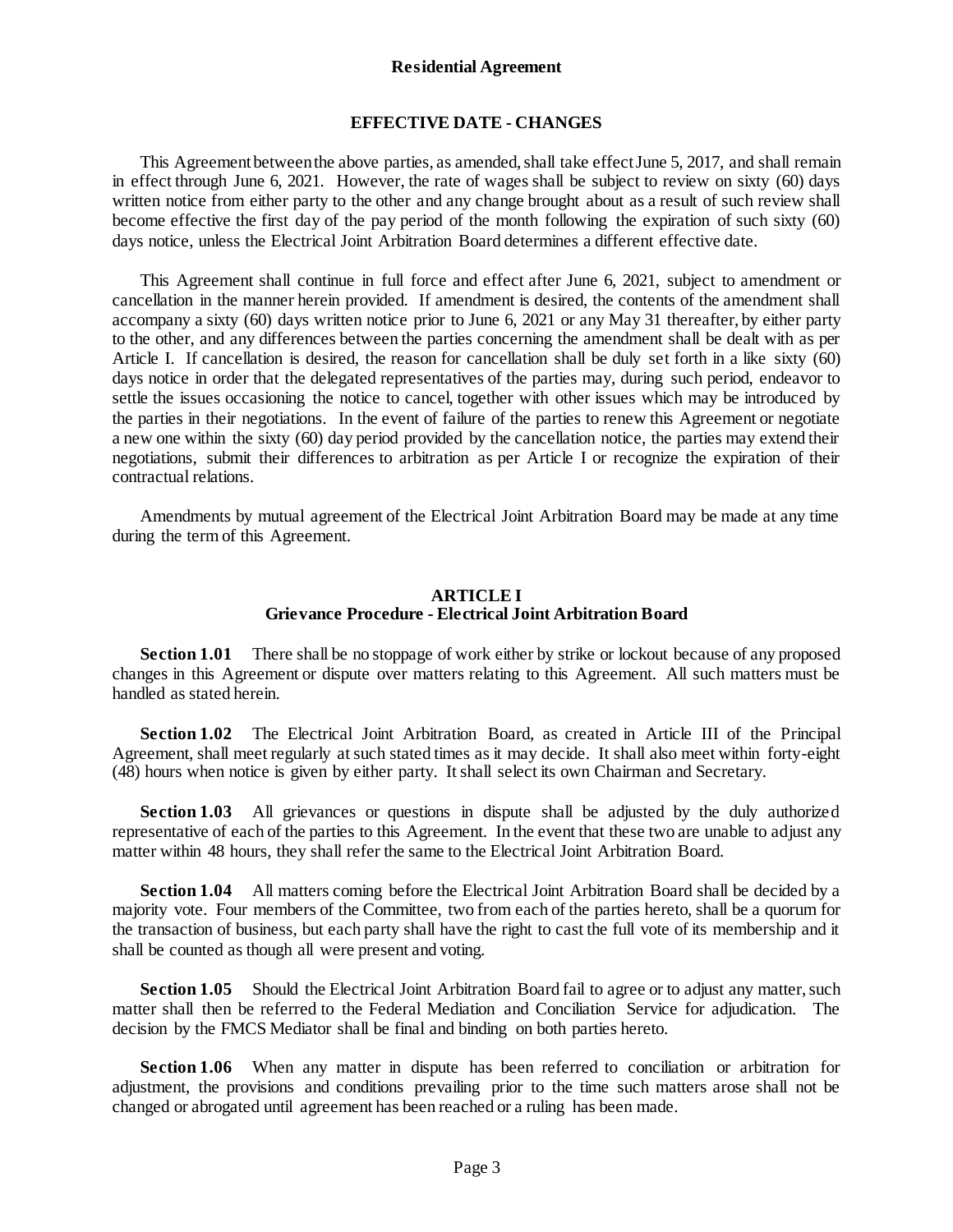## EFFECTIVE DATE - CHANGES

This Agreement between the above parties, as amended, shall take effect June 5, 2017, and shall remain in effect through June 6, 2021. However, the rate of wages shall be subject to review on sixty (60) days written notice from either party to the other and any change brought about as a result of such review shall become effective the first day of the pay period of the month following the expiration of such sixty (60) days notice, unless the Electrical Joint Arbitration Board determines a different effective date.

This Agreement shall continue in full force and effect after June 6, 2021, subject to amendment or cancellation in the manner herein provided. If amendment is desired, the contents of the amendment shall accompany a sixty (60) days written notice prior to June 6, 2021 or any May 31 thereafter, by either party to the other, and any differences between the parties concerning the amendment shall be dealt with as per Article I. If cancellation is desired, the reason for cancellation shall be duly set forth in a like sixty (60) days notice in order that the delegated representatives of the parties may, during such period, endeavor to settle the issues occasioning the notice to cancel, together with other issues which may be introduced by the parties in their negotiations. In the event of failure of the parties to renew this Agreement or negotiate a new one within the sixty (60) day period provided by the cancellation notice, the parties may extend their negotiations, submit their differences to arbitration as per Article I or recognize the expiration of their contractual relations.

Amendments by mutual agreement of the Electrical Joint Arbitration Board may be made at any time during the term of this Agreement.

## ARTICLE I
### Grievance Procedure - Electrical Joint Arbitration Board

**Section 1.01** There shall be no stoppage of work either by strike or lockout because of any proposed changes in this Agreement or dispute over matters relating to this Agreement. All such matters must be handled as stated herein.

**Section 1.02** The Electrical Joint Arbitration Board, as created in Article III of the Principal Agreement, shall meet regularly at such stated times as it may decide. It shall also meet within forty-eight (48) hours when notice is given by either party. It shall select its own Chairman and Secretary.

**Section 1.03** All grievances or questions in dispute shall be adjusted by the duly authorized representative of each of the parties to this Agreement. In the event that these two are unable to adjust any matter within 48 hours, they shall refer the same to the Electrical Joint Arbitration Board.

**Section 1.04** All matters coming before the Electrical Joint Arbitration Board shall be decided by a majority vote. Four members of the Committee, two from each of the parties hereto, shall be a quorum for the transaction of business, but each party shall have the right to cast the full vote of its membership and it shall be counted as though all were present and voting.

**Section 1.05** Should the Electrical Joint Arbitration Board fail to agree or to adjust any matter, such matter shall then be referred to the Federal Mediation and Conciliation Service for adjudication. The decision by the FMCS Mediator shall be final and binding on both parties hereto.

**Section 1.06** When any matter in dispute has been referred to conciliation or arbitration for adjustment, the provisions and conditions prevailing prior to the time such matters arose shall not be changed or abrogated until agreement has been reached or a ruling has been made.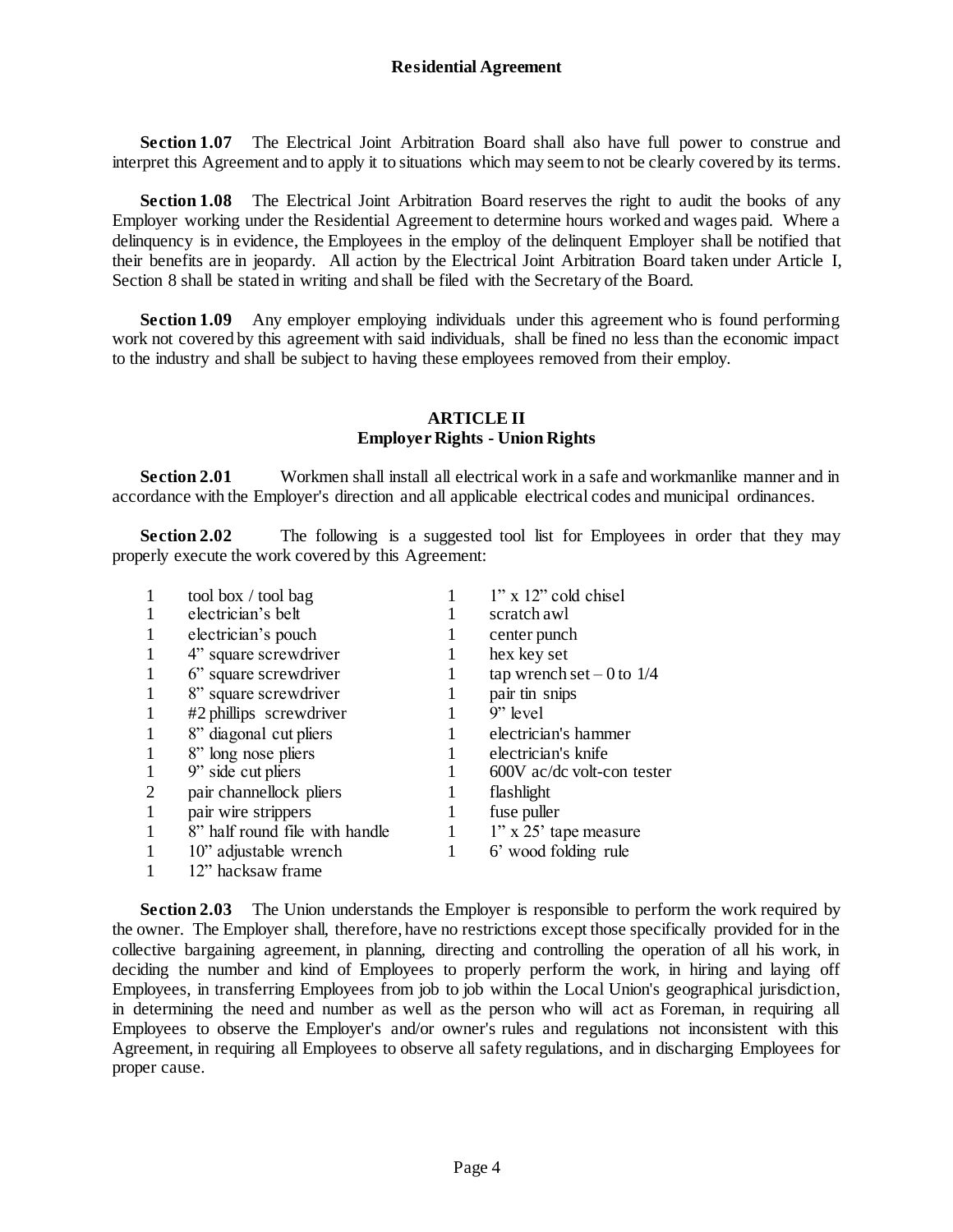**Section 1.07** The Electrical Joint Arbitration Board shall also have full power to construe and interpret this Agreement and to apply it to situations which may seem to not be clearly covered by its terms.

**Section 1.08** The Electrical Joint Arbitration Board reserves the right to audit the books of any Employer working under the Residential Agreement to determine hours worked and wages paid. Where a delinquency is in evidence, the Employees in the employ of the delinquent Employer shall be notified that their benefits are in jeopardy. All action by the Electrical Joint Arbitration Board taken under Article I, Section 8 shall be stated in writing and shall be filed with the Secretary of the Board.

**Section 1.09** Any employer employing individuals under this agreement who is found performing work not covered by this agreement with said individuals, shall be fined no less than the economic impact to the industry and shall be subject to having these employees removed from their employ.

## ARTICLE II
## Employer Rights - Union Rights

**Section 2.01** Workmen shall install all electrical work in a safe and workmanlike manner and in accordance with the Employer's direction and all applicable electrical codes and municipal ordinances.

**Section 2.02** The following is a suggested tool list for Employees in order that they may properly execute the work covered by this Agreement:

| | | | |
|---|---|---|---|
| 1 | tool box / tool bag | 1 | 1” x 12” cold chisel |
| 1 | electrician’s belt | 1 | scratch awl |
| 1 | electrician’s pouch | 1 | center punch |
| 1 | 4” square screwdriver | 1 | hex key set |
| 1 | 6” square screwdriver | 1 | tap wrench set – 0 to 1/4 |
| 1 | 8” square screwdriver | 1 | pair tin snips |
| 1 | #2 phillips screwdriver | 1 | 9” level |
| 1 | 8” diagonal cut pliers | 1 | electrician's hammer |
| 1 | 8” long nose pliers | 1 | electrician's knife |
| 1 | 9” side cut pliers | 1 | 600V ac/dc volt-con tester |
| 2 | pair channellock pliers | 1 | flashlight |
| 1 | pair wire strippers | 1 | fuse puller |
| 1 | 8” half round file with handle | 1 | 1” x 25’ tape measure |
| 1 | 10” adjustable wrench | 1 | 6’ wood folding rule |
| 1 | 12” hacksaw frame | | |

**Section 2.03** The Union understands the Employer is responsible to perform the work required by the owner. The Employer shall, therefore, have no restrictions except those specifically provided for in the collective bargaining agreement, in planning, directing and controlling the operation of all his work, in deciding the number and kind of Employees to properly perform the work, in hiring and laying off Employees, in transferring Employees from job to job within the Local Union's geographical jurisdiction, in determining the need and number as well as the person who will act as Foreman, in requiring all Employees to observe the Employer's and/or owner's rules and regulations not inconsistent with this Agreement, in requiring all Employees to observe all safety regulations, and in discharging Employees for proper cause.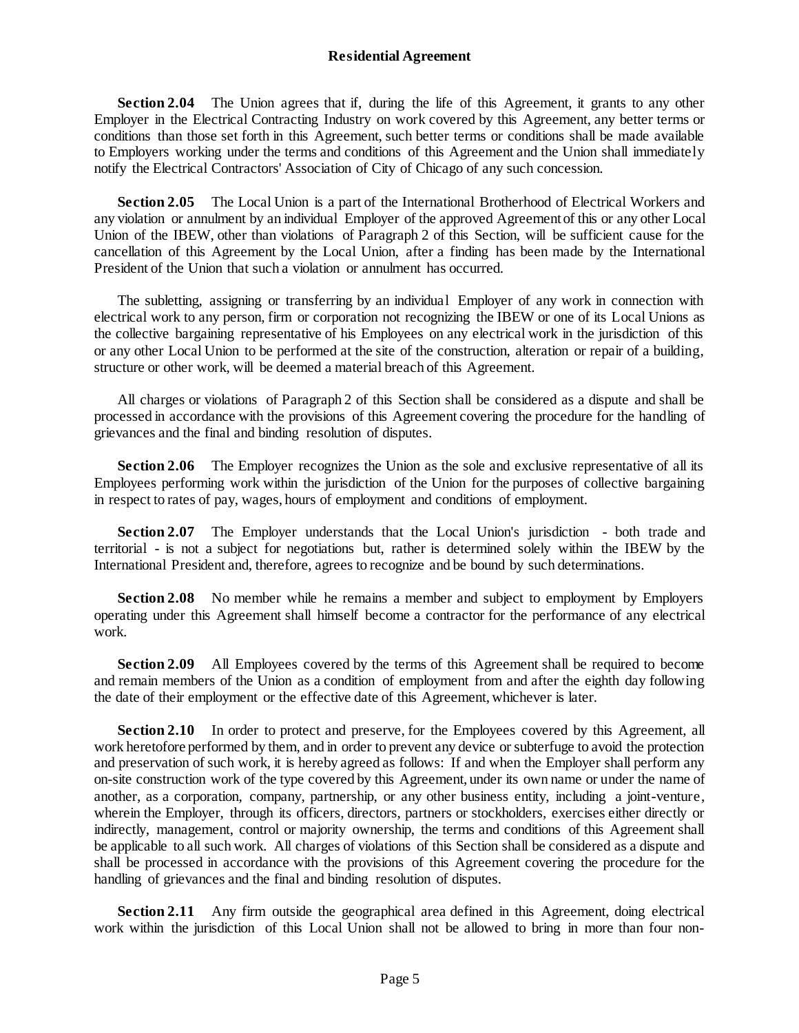**Section 2.04** The Union agrees that if, during the life of this Agreement, it grants to any other Employer in the Electrical Contracting Industry on work covered by this Agreement, any better terms or conditions than those set forth in this Agreement, such better terms or conditions shall be made available to Employers working under the terms and conditions of this Agreement and the Union shall immediately notify the Electrical Contractors' Association of City of Chicago of any such concession.

**Section 2.05** The Local Union is a part of the International Brotherhood of Electrical Workers and any violation or annulment by an individual Employer of the approved Agreement of this or any other Local Union of the IBEW, other than violations of Paragraph 2 of this Section, will be sufficient cause for the cancellation of this Agreement by the Local Union, after a finding has been made by the International President of the Union that such a violation or annulment has occurred.

The subletting, assigning or transferring by an individual Employer of any work in connection with electrical work to any person, firm or corporation not recognizing the IBEW or one of its Local Unions as the collective bargaining representative of his Employees on any electrical work in the jurisdiction of this or any other Local Union to be performed at the site of the construction, alteration or repair of a building, structure or other work, will be deemed a material breach of this Agreement.

All charges or violations of Paragraph 2 of this Section shall be considered as a dispute and shall be processed in accordance with the provisions of this Agreement covering the procedure for the handling of grievances and the final and binding resolution of disputes.

**Section 2.06** The Employer recognizes the Union as the sole and exclusive representative of all its Employees performing work within the jurisdiction of the Union for the purposes of collective bargaining in respect to rates of pay, wages, hours of employment and conditions of employment.

**Section 2.07** The Employer understands that the Local Union's jurisdiction - both trade and territorial - is not a subject for negotiations but, rather is determined solely within the IBEW by the International President and, therefore, agrees to recognize and be bound by such determinations.

**Section 2.08** No member while he remains a member and subject to employment by Employers operating under this Agreement shall himself become a contractor for the performance of any electrical work.

**Section 2.09** All Employees covered by the terms of this Agreement shall be required to become and remain members of the Union as a condition of employment from and after the eighth day following the date of their employment or the effective date of this Agreement, whichever is later.

**Section 2.10** In order to protect and preserve, for the Employees covered by this Agreement, all work heretofore performed by them, and in order to prevent any device or subterfuge to avoid the protection and preservation of such work, it is hereby agreed as follows: If and when the Employer shall perform any on-site construction work of the type covered by this Agreement, under its own name or under the name of another, as a corporation, company, partnership, or any other business entity, including a joint-venture, wherein the Employer, through its officers, directors, partners or stockholders, exercises either directly or indirectly, management, control or majority ownership, the terms and conditions of this Agreement shall be applicable to all such work. All charges of violations of this Section shall be considered as a dispute and shall be processed in accordance with the provisions of this Agreement covering the procedure for the handling of grievances and the final and binding resolution of disputes.

**Section 2.11** Any firm outside the geographical area defined in this Agreement, doing electrical work within the jurisdiction of this Local Union shall not be allowed to bring in more than four non-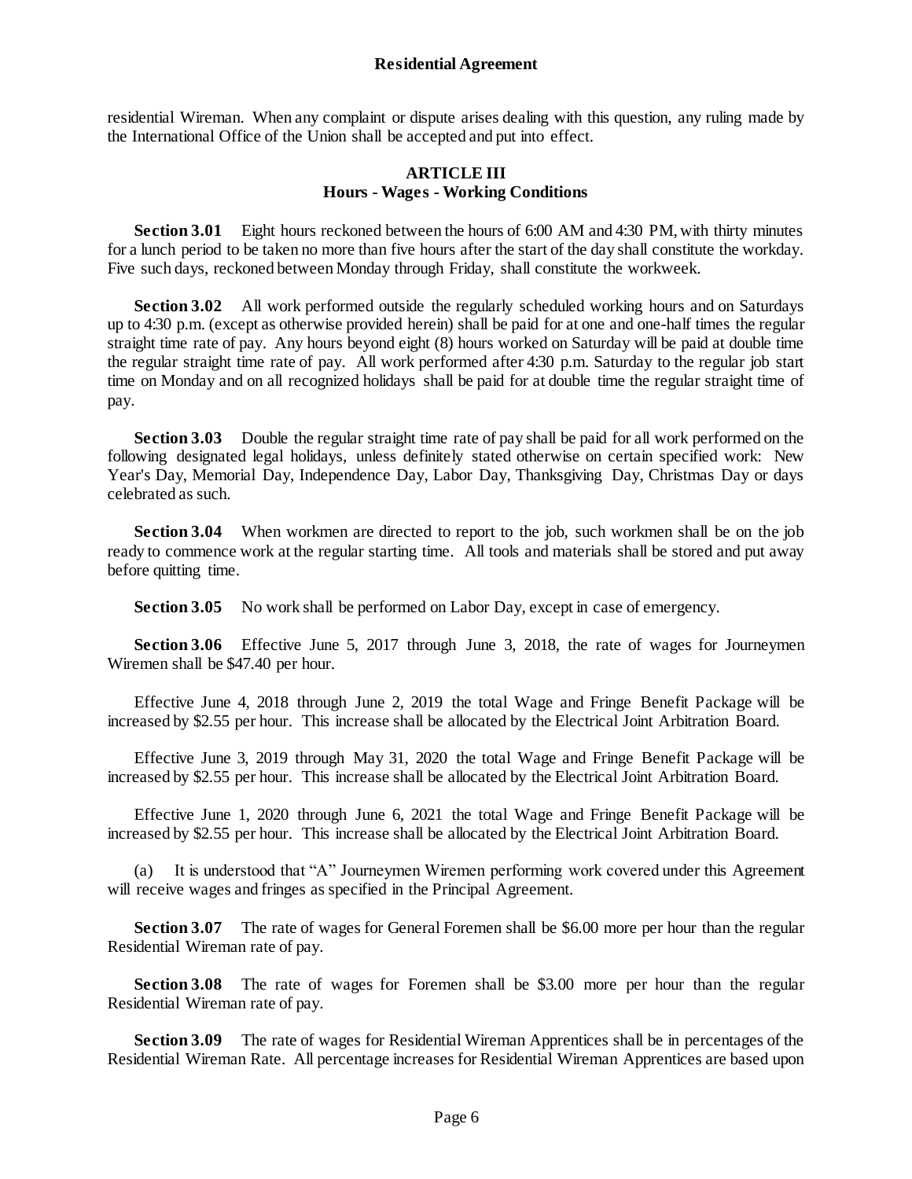residential Wireman. When any complaint or dispute arises dealing with this question, any ruling made by the International Office of the Union shall be accepted and put into effect.

## ARTICLE III
## Hours - Wages - Working Conditions

**Section 3.01** Eight hours reckoned between the hours of 6:00 AM and 4:30 PM, with thirty minutes for a lunch period to be taken no more than five hours after the start of the day shall constitute the workday. Five such days, reckoned between Monday through Friday, shall constitute the workweek.

**Section 3.02** All work performed outside the regularly scheduled working hours and on Saturdays up to 4:30 p.m. (except as otherwise provided herein) shall be paid for at one and one-half times the regular straight time rate of pay. Any hours beyond eight (8) hours worked on Saturday will be paid at double time the regular straight time rate of pay. All work performed after 4:30 p.m. Saturday to the regular job start time on Monday and on all recognized holidays shall be paid for at double time the regular straight time of pay.

**Section 3.03** Double the regular straight time rate of pay shall be paid for all work performed on the following designated legal holidays, unless definitely stated otherwise on certain specified work: New Year's Day, Memorial Day, Independence Day, Labor Day, Thanksgiving Day, Christmas Day or days celebrated as such.

**Section 3.04** When workmen are directed to report to the job, such workmen shall be on the job ready to commence work at the regular starting time. All tools and materials shall be stored and put away before quitting time.

**Section 3.05** No work shall be performed on Labor Day, except in case of emergency.

**Section 3.06** Effective June 5, 2017 through June 3, 2018, the rate of wages for Journeymen Wiremen shall be $47.40 per hour.

Effective June 4, 2018 through June 2, 2019 the total Wage and Fringe Benefit Package will be increased by $2.55 per hour. This increase shall be allocated by the Electrical Joint Arbitration Board.

Effective June 3, 2019 through May 31, 2020 the total Wage and Fringe Benefit Package will be increased by $2.55 per hour. This increase shall be allocated by the Electrical Joint Arbitration Board.

Effective June 1, 2020 through June 6, 2021 the total Wage and Fringe Benefit Package will be increased by $2.55 per hour. This increase shall be allocated by the Electrical Joint Arbitration Board.

(a) It is understood that "A" Journeymen Wiremen performing work covered under this Agreement will receive wages and fringes as specified in the Principal Agreement.

**Section 3.07** The rate of wages for General Foremen shall be $6.00 more per hour than the regular Residential Wireman rate of pay.

**Section 3.08** The rate of wages for Foremen shall be $3.00 more per hour than the regular Residential Wireman rate of pay.

**Section 3.09** The rate of wages for Residential Wireman Apprentices shall be in percentages of the Residential Wireman Rate. All percentage increases for Residential Wireman Apprentices are based upon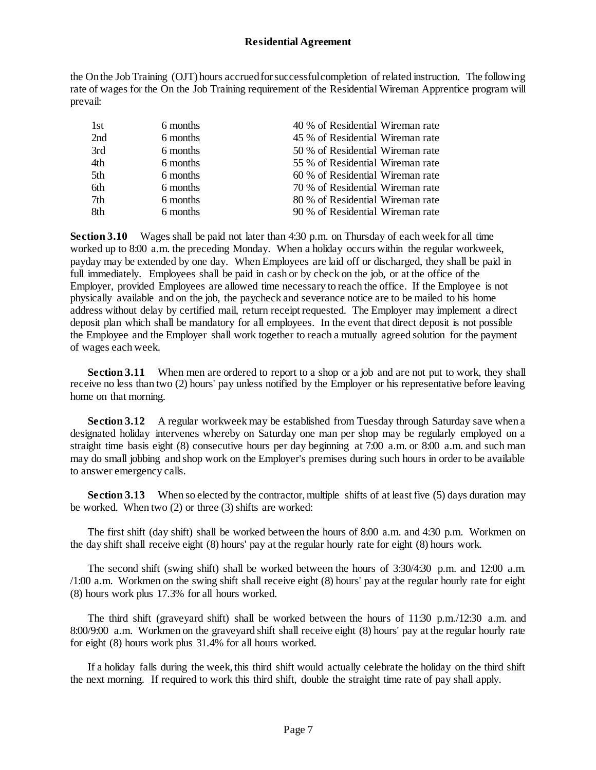the On the Job Training (OJT) hours accrued for successful completion of related instruction. The following rate of wages for the On the Job Training requirement of the Residential Wireman Apprentice program will prevail:

| | | |
|---|---|---|
| 1st | 6 months | 40 % of Residential Wireman rate |
| 2nd | 6 months | 45 % of Residential Wireman rate |
| 3rd | 6 months | 50 % of Residential Wireman rate |
| 4th | 6 months | 55 % of Residential Wireman rate |
| 5th | 6 months | 60 % of Residential Wireman rate |
| 6th | 6 months | 70 % of Residential Wireman rate |
| 7th | 6 months | 80 % of Residential Wireman rate |
| 8th | 6 months | 90 % of Residential Wireman rate |

**Section 3.10** Wages shall be paid not later than 4:30 p.m. on Thursday of each week for all time worked up to 8:00 a.m. the preceding Monday. When a holiday occurs within the regular workweek, payday may be extended by one day. When Employees are laid off or discharged, they shall be paid in full immediately. Employees shall be paid in cash or by check on the job, or at the office of the Employer, provided Employees are allowed time necessary to reach the office. If the Employee is not physically available and on the job, the paycheck and severance notice are to be mailed to his home address without delay by certified mail, return receipt requested. The Employer may implement a direct deposit plan which shall be mandatory for all employees. In the event that direct deposit is not possible the Employee and the Employer shall work together to reach a mutually agreed solution for the payment of wages each week.

**Section 3.11** When men are ordered to report to a shop or a job and are not put to work, they shall receive no less than two (2) hours' pay unless notified by the Employer or his representative before leaving home on that morning.

**Section 3.12** A regular workweek may be established from Tuesday through Saturday save when a designated holiday intervenes whereby on Saturday one man per shop may be regularly employed on a straight time basis eight (8) consecutive hours per day beginning at 7:00 a.m. or 8:00 a.m. and such man may do small jobbing and shop work on the Employer's premises during such hours in order to be available to answer emergency calls.

**Section 3.13** When so elected by the contractor, multiple shifts of at least five (5) days duration may be worked. When two (2) or three (3) shifts are worked:

The first shift (day shift) shall be worked between the hours of 8:00 a.m. and 4:30 p.m. Workmen on the day shift shall receive eight (8) hours' pay at the regular hourly rate for eight (8) hours work.

The second shift (swing shift) shall be worked between the hours of 3:30/4:30 p.m. and 12:00 a.m. /1:00 a.m. Workmen on the swing shift shall receive eight (8) hours' pay at the regular hourly rate for eight (8) hours work plus 17.3% for all hours worked.

The third shift (graveyard shift) shall be worked between the hours of 11:30 p.m./12:30 a.m. and 8:00/9:00 a.m. Workmen on the graveyard shift shall receive eight (8) hours' pay at the regular hourly rate for eight (8) hours work plus 31.4% for all hours worked.

If a holiday falls during the week, this third shift would actually celebrate the holiday on the third shift the next morning. If required to work this third shift, double the straight time rate of pay shall apply.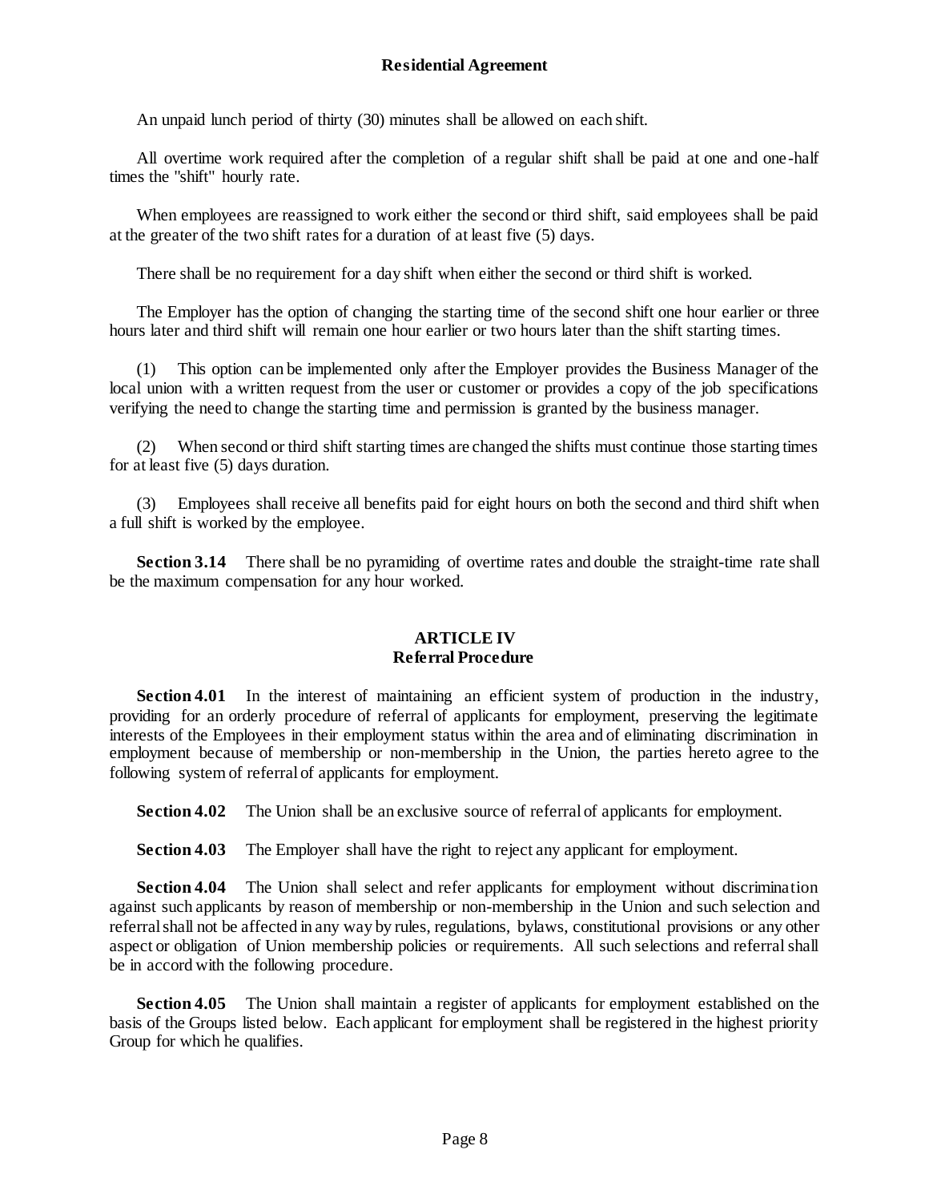An unpaid lunch period of thirty (30) minutes shall be allowed on each shift.

All overtime work required after the completion of a regular shift shall be paid at one and one-half times the "shift" hourly rate.

When employees are reassigned to work either the second or third shift, said employees shall be paid at the greater of the two shift rates for a duration of at least five (5) days.

There shall be no requirement for a day shift when either the second or third shift is worked.

The Employer has the option of changing the starting time of the second shift one hour earlier or three hours later and third shift will remain one hour earlier or two hours later than the shift starting times.

(1) This option can be implemented only after the Employer provides the Business Manager of the local union with a written request from the user or customer or provides a copy of the job specifications verifying the need to change the starting time and permission is granted by the business manager.

(2) When second or third shift starting times are changed the shifts must continue those starting times for at least five (5) days duration.

(3) Employees shall receive all benefits paid for eight hours on both the second and third shift when a full shift is worked by the employee.

**Section 3.14** There shall be no pyramiding of overtime rates and double the straight-time rate shall be the maximum compensation for any hour worked.

## ARTICLE IV
## Referral Procedure

**Section 4.01** In the interest of maintaining an efficient system of production in the industry, providing for an orderly procedure of referral of applicants for employment, preserving the legitimate interests of the Employees in their employment status within the area and of eliminating discrimination in employment because of membership or non-membership in the Union, the parties hereto agree to the following system of referral of applicants for employment.

**Section 4.02** The Union shall be an exclusive source of referral of applicants for employment.

**Section 4.03** The Employer shall have the right to reject any applicant for employment.

**Section 4.04** The Union shall select and refer applicants for employment without discrimination against such applicants by reason of membership or non-membership in the Union and such selection and referral shall not be affected in any way by rules, regulations, bylaws, constitutional provisions or any other aspect or obligation of Union membership policies or requirements. All such selections and referral shall be in accord with the following procedure.

**Section 4.05** The Union shall maintain a register of applicants for employment established on the basis of the Groups listed below. Each applicant for employment shall be registered in the highest priority Group for which he qualifies.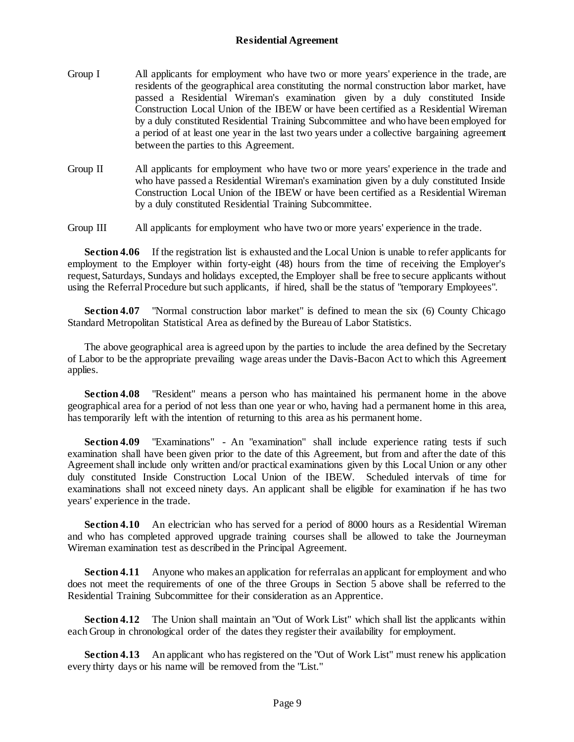Group I All applicants for employment who have two or more years' experience in the trade, are residents of the geographical area constituting the normal construction labor market, have passed a Residential Wireman's examination given by a duly constituted Inside Construction Local Union of the IBEW or have been certified as a Residential Wireman by a duly constituted Residential Training Subcommittee and who have been employed for a period of at least one year in the last two years under a collective bargaining agreement between the parties to this Agreement.

Group II All applicants for employment who have two or more years' experience in the trade and who have passed a Residential Wireman's examination given by a duly constituted Inside Construction Local Union of the IBEW or have been certified as a Residential Wireman by a duly constituted Residential Training Subcommittee.

Group III All applicants for employment who have two or more years' experience in the trade.

**Section 4.06** If the registration list is exhausted and the Local Union is unable to refer applicants for employment to the Employer within forty-eight (48) hours from the time of receiving the Employer's request, Saturdays, Sundays and holidays excepted, the Employer shall be free to secure applicants without using the Referral Procedure but such applicants, if hired, shall be the status of "temporary Employees".

**Section 4.07** "Normal construction labor market" is defined to mean the six (6) County Chicago Standard Metropolitan Statistical Area as defined by the Bureau of Labor Statistics.

The above geographical area is agreed upon by the parties to include the area defined by the Secretary of Labor to be the appropriate prevailing wage areas under the Davis-Bacon Act to which this Agreement applies.

**Section 4.08** "Resident" means a person who has maintained his permanent home in the above geographical area for a period of not less than one year or who, having had a permanent home in this area, has temporarily left with the intention of returning to this area as his permanent home.

**Section 4.09** "Examinations" - An "examination" shall include experience rating tests if such examination shall have been given prior to the date of this Agreement, but from and after the date of this Agreement shall include only written and/or practical examinations given by this Local Union or any other duly constituted Inside Construction Local Union of the IBEW. Scheduled intervals of time for examinations shall not exceed ninety days. An applicant shall be eligible for examination if he has two years' experience in the trade.

**Section 4.10** An electrician who has served for a period of 8000 hours as a Residential Wireman and who has completed approved upgrade training courses shall be allowed to take the Journeyman Wireman examination test as described in the Principal Agreement.

**Section 4.11** Anyone who makes an application for referral as an applicant for employment and who does not meet the requirements of one of the three Groups in Section 5 above shall be referred to the Residential Training Subcommittee for their consideration as an Apprentice.

**Section 4.12** The Union shall maintain an "Out of Work List" which shall list the applicants within each Group in chronological order of the dates they register their availability for employment.

**Section 4.13** An applicant who has registered on the "Out of Work List" must renew his application every thirty days or his name will be removed from the "List."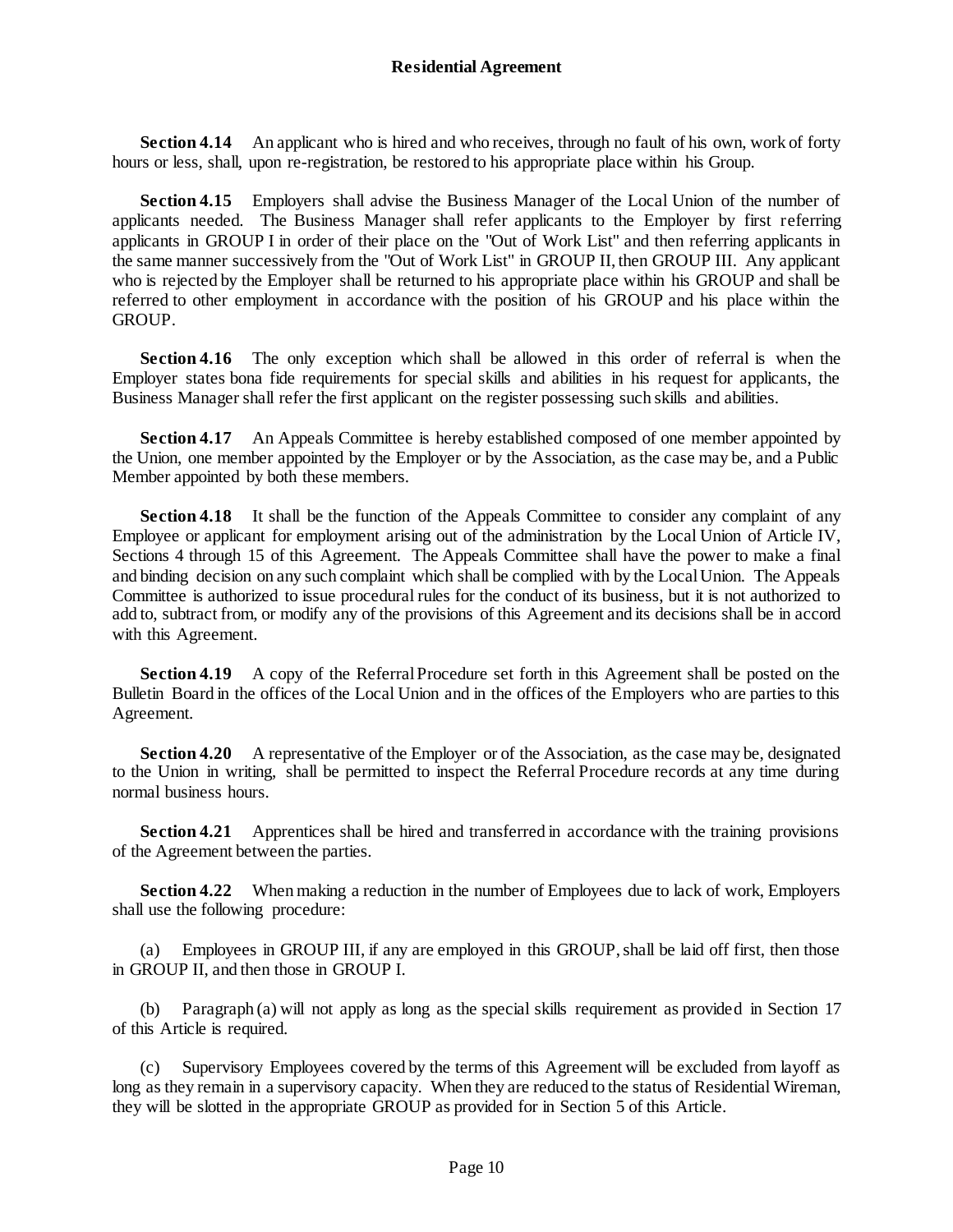**Section 4.14** An applicant who is hired and who receives, through no fault of his own, work of forty hours or less, shall, upon re-registration, be restored to his appropriate place within his Group.

**Section 4.15** Employers shall advise the Business Manager of the Local Union of the number of applicants needed. The Business Manager shall refer applicants to the Employer by first referring applicants in GROUP I in order of their place on the "Out of Work List" and then referring applicants in the same manner successively from the "Out of Work List" in GROUP II, then GROUP III. Any applicant who is rejected by the Employer shall be returned to his appropriate place within his GROUP and shall be referred to other employment in accordance with the position of his GROUP and his place within the GROUP.

**Section 4.16** The only exception which shall be allowed in this order of referral is when the Employer states bona fide requirements for special skills and abilities in his request for applicants, the Business Manager shall refer the first applicant on the register possessing such skills and abilities.

**Section 4.17** An Appeals Committee is hereby established composed of one member appointed by the Union, one member appointed by the Employer or by the Association, as the case may be, and a Public Member appointed by both these members.

**Section 4.18** It shall be the function of the Appeals Committee to consider any complaint of any Employee or applicant for employment arising out of the administration by the Local Union of Article IV, Sections 4 through 15 of this Agreement. The Appeals Committee shall have the power to make a final and binding decision on any such complaint which shall be complied with by the Local Union. The Appeals Committee is authorized to issue procedural rules for the conduct of its business, but it is not authorized to add to, subtract from, or modify any of the provisions of this Agreement and its decisions shall be in accord with this Agreement.

**Section 4.19** A copy of the Referral Procedure set forth in this Agreement shall be posted on the Bulletin Board in the offices of the Local Union and in the offices of the Employers who are parties to this Agreement.

**Section 4.20** A representative of the Employer or of the Association, as the case may be, designated to the Union in writing, shall be permitted to inspect the Referral Procedure records at any time during normal business hours.

**Section 4.21** Apprentices shall be hired and transferred in accordance with the training provisions of the Agreement between the parties.

**Section 4.22** When making a reduction in the number of Employees due to lack of work, Employers shall use the following procedure:

(a) Employees in GROUP III, if any are employed in this GROUP, shall be laid off first, then those in GROUP II, and then those in GROUP I.

(b) Paragraph (a) will not apply as long as the special skills requirement as provided in Section 17 of this Article is required.

(c) Supervisory Employees covered by the terms of this Agreement will be excluded from layoff as long as they remain in a supervisory capacity. When they are reduced to the status of Residential Wireman, they will be slotted in the appropriate GROUP as provided for in Section 5 of this Article.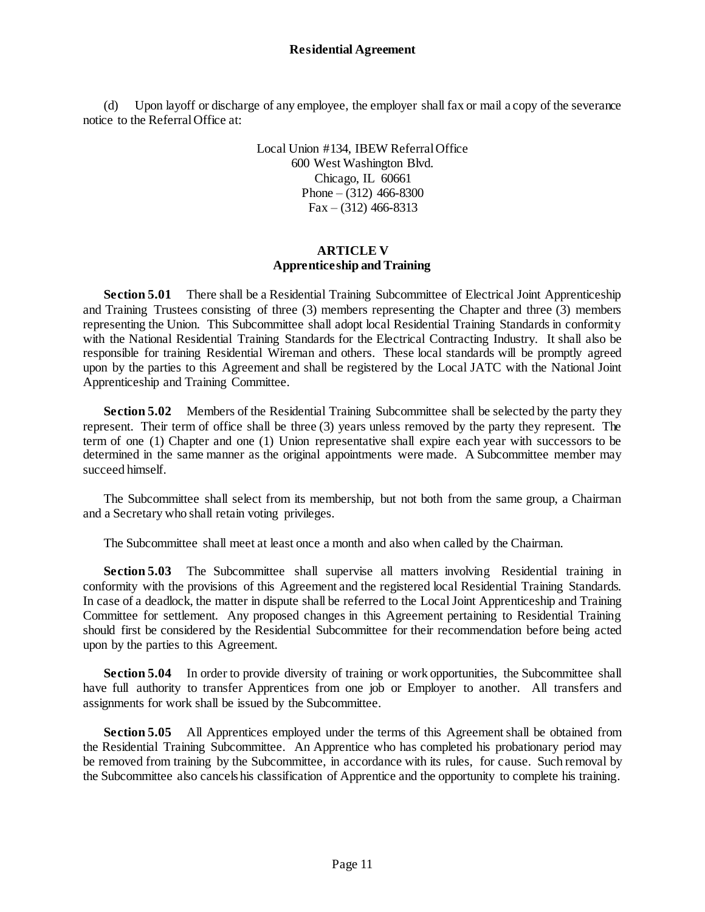(d) Upon layoff or discharge of any employee, the employer shall fax or mail a copy of the severance notice to the Referral Office at:

Local Union #134, IBEW Referral Office
600 West Washington Blvd.
Chicago, IL 60661
Phone – (312) 466-8300
Fax – (312) 466-8313

## ARTICLE V
## Apprenticeship and Training

**Section 5.01** There shall be a Residential Training Subcommittee of Electrical Joint Apprenticeship and Training Trustees consisting of three (3) members representing the Chapter and three (3) members representing the Union. This Subcommittee shall adopt local Residential Training Standards in conformity with the National Residential Training Standards for the Electrical Contracting Industry. It shall also be responsible for training Residential Wireman and others. These local standards will be promptly agreed upon by the parties to this Agreement and shall be registered by the Local JATC with the National Joint Apprenticeship and Training Committee.

**Section 5.02** Members of the Residential Training Subcommittee shall be selected by the party they represent. Their term of office shall be three (3) years unless removed by the party they represent. The term of one (1) Chapter and one (1) Union representative shall expire each year with successors to be determined in the same manner as the original appointments were made. A Subcommittee member may succeed himself.

The Subcommittee shall select from its membership, but not both from the same group, a Chairman and a Secretary who shall retain voting privileges.

The Subcommittee shall meet at least once a month and also when called by the Chairman.

**Section 5.03** The Subcommittee shall supervise all matters involving Residential training in conformity with the provisions of this Agreement and the registered local Residential Training Standards. In case of a deadlock, the matter in dispute shall be referred to the Local Joint Apprenticeship and Training Committee for settlement. Any proposed changes in this Agreement pertaining to Residential Training should first be considered by the Residential Subcommittee for their recommendation before being acted upon by the parties to this Agreement.

**Section 5.04** In order to provide diversity of training or work opportunities, the Subcommittee shall have full authority to transfer Apprentices from one job or Employer to another. All transfers and assignments for work shall be issued by the Subcommittee.

**Section 5.05** All Apprentices employed under the terms of this Agreement shall be obtained from the Residential Training Subcommittee. An Apprentice who has completed his probationary period may be removed from training by the Subcommittee, in accordance with its rules, for cause. Such removal by the Subcommittee also cancels his classification of Apprentice and the opportunity to complete his training.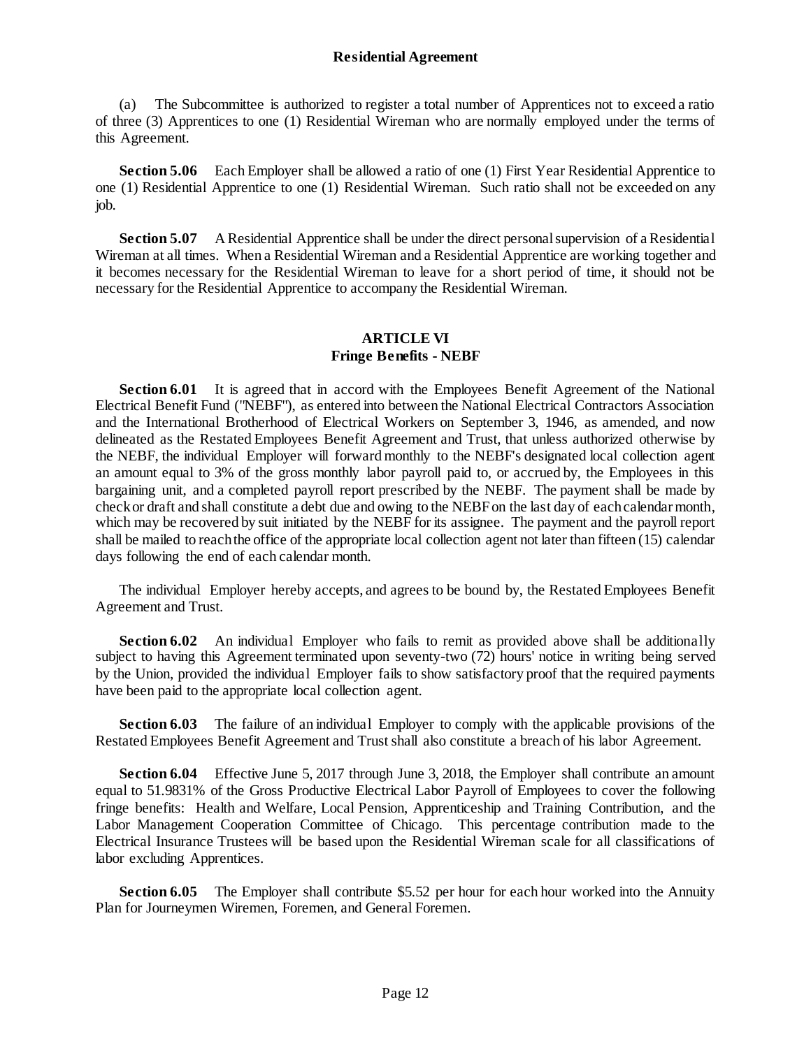(a) The Subcommittee is authorized to register a total number of Apprentices not to exceed a ratio of three (3) Apprentices to one (1) Residential Wireman who are normally employed under the terms of this Agreement.

**Section 5.06** Each Employer shall be allowed a ratio of one (1) First Year Residential Apprentice to one (1) Residential Apprentice to one (1) Residential Wireman. Such ratio shall not be exceeded on any job.

**Section 5.07** A Residential Apprentice shall be under the direct personal supervision of a Residential Wireman at all times. When a Residential Wireman and a Residential Apprentice are working together and it becomes necessary for the Residential Wireman to leave for a short period of time, it should not be necessary for the Residential Apprentice to accompany the Residential Wireman.

## ARTICLE VI
## Fringe Benefits - NEBF

**Section 6.01** It is agreed that in accord with the Employees Benefit Agreement of the National Electrical Benefit Fund ("NEBF"), as entered into between the National Electrical Contractors Association and the International Brotherhood of Electrical Workers on September 3, 1946, as amended, and now delineated as the Restated Employees Benefit Agreement and Trust, that unless authorized otherwise by the NEBF, the individual Employer will forward monthly to the NEBF's designated local collection agent an amount equal to 3% of the gross monthly labor payroll paid to, or accrued by, the Employees in this bargaining unit, and a completed payroll report prescribed by the NEBF. The payment shall be made by check or draft and shall constitute a debt due and owing to the NEBF on the last day of each calendar month, which may be recovered by suit initiated by the NEBF for its assignee. The payment and the payroll report shall be mailed to reach the office of the appropriate local collection agent not later than fifteen (15) calendar days following the end of each calendar month.

The individual Employer hereby accepts, and agrees to be bound by, the Restated Employees Benefit Agreement and Trust.

**Section 6.02** An individual Employer who fails to remit as provided above shall be additionally subject to having this Agreement terminated upon seventy-two (72) hours' notice in writing being served by the Union, provided the individual Employer fails to show satisfactory proof that the required payments have been paid to the appropriate local collection agent.

**Section 6.03** The failure of an individual Employer to comply with the applicable provisions of the Restated Employees Benefit Agreement and Trust shall also constitute a breach of his labor Agreement.

**Section 6.04** Effective June 5, 2017 through June 3, 2018, the Employer shall contribute an amount equal to 51.9831% of the Gross Productive Electrical Labor Payroll of Employees to cover the following fringe benefits: Health and Welfare, Local Pension, Apprenticeship and Training Contribution, and the Labor Management Cooperation Committee of Chicago. This percentage contribution made to the Electrical Insurance Trustees will be based upon the Residential Wireman scale for all classifications of labor excluding Apprentices.

**Section 6.05** The Employer shall contribute $5.52 per hour for each hour worked into the Annuity Plan for Journeymen Wiremen, Foremen, and General Foremen.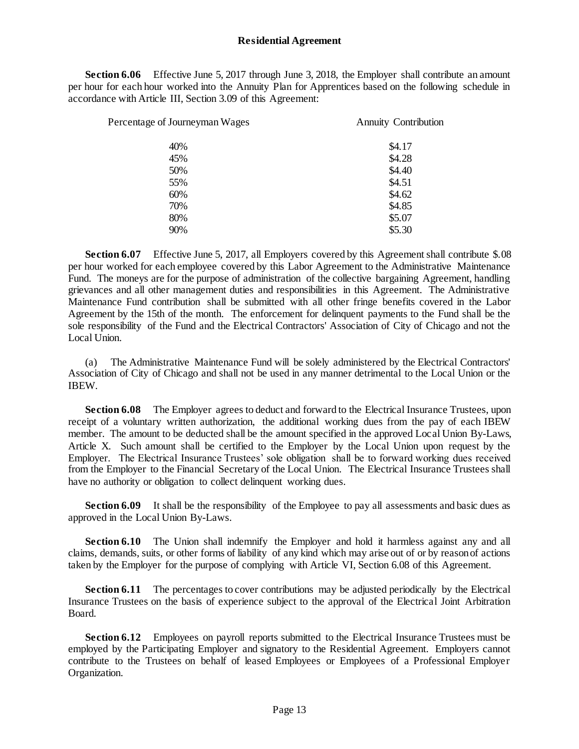**Section 6.06** Effective June 5, 2017 through June 3, 2018, the Employer shall contribute an amount per hour for each hour worked into the Annuity Plan for Apprentices based on the following schedule in accordance with Article III, Section 3.09 of this Agreement:

| Percentage of Journeyman Wages | Annuity Contribution |
|---|---|
| 40% | $4.17 |
| 45% | $4.28 |
| 50% | $4.40 |
| 55% | $4.51 |
| 60% | $4.62 |
| 70% | $4.85 |
| 80% | $5.07 |
| 90% | $5.30 |

**Section 6.07** Effective June 5, 2017, all Employers covered by this Agreement shall contribute $.08 per hour worked for each employee covered by this Labor Agreement to the Administrative Maintenance Fund. The moneys are for the purpose of administration of the collective bargaining Agreement, handling grievances and all other management duties and responsibilities in this Agreement. The Administrative Maintenance Fund contribution shall be submitted with all other fringe benefits covered in the Labor Agreement by the 15th of the month. The enforcement for delinquent payments to the Fund shall be the sole responsibility of the Fund and the Electrical Contractors' Association of City of Chicago and not the Local Union.

(a) The Administrative Maintenance Fund will be solely administered by the Electrical Contractors' Association of City of Chicago and shall not be used in any manner detrimental to the Local Union or the IBEW.

**Section 6.08** The Employer agrees to deduct and forward to the Electrical Insurance Trustees, upon receipt of a voluntary written authorization, the additional working dues from the pay of each IBEW member. The amount to be deducted shall be the amount specified in the approved Local Union By-Laws, Article X. Such amount shall be certified to the Employer by the Local Union upon request by the Employer. The Electrical Insurance Trustees' sole obligation shall be to forward working dues received from the Employer to the Financial Secretary of the Local Union. The Electrical Insurance Trustees shall have no authority or obligation to collect delinquent working dues.

**Section 6.09** It shall be the responsibility of the Employee to pay all assessments and basic dues as approved in the Local Union By-Laws.

**Section 6.10** The Union shall indemnify the Employer and hold it harmless against any and all claims, demands, suits, or other forms of liability of any kind which may arise out of or by reason of actions taken by the Employer for the purpose of complying with Article VI, Section 6.08 of this Agreement.

**Section 6.11** The percentages to cover contributions may be adjusted periodically by the Electrical Insurance Trustees on the basis of experience subject to the approval of the Electrical Joint Arbitration Board.

**Section 6.12** Employees on payroll reports submitted to the Electrical Insurance Trustees must be employed by the Participating Employer and signatory to the Residential Agreement. Employers cannot contribute to the Trustees on behalf of leased Employees or Employees of a Professional Employer Organization.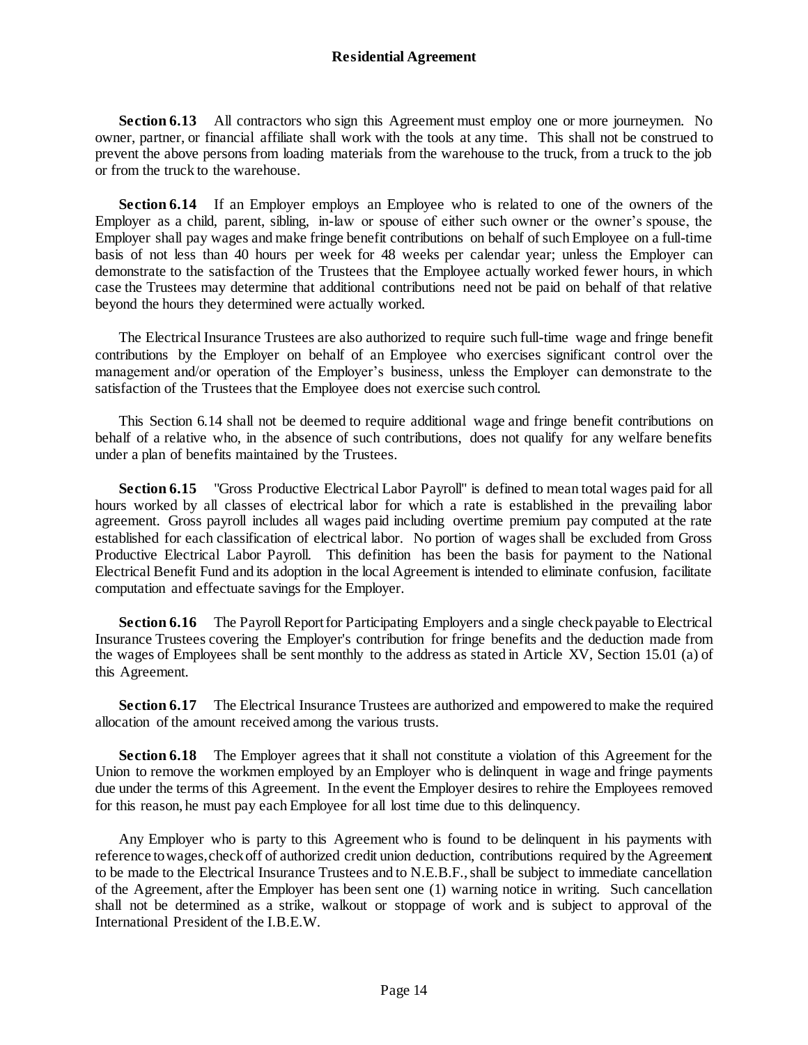**Section 6.13** All contractors who sign this Agreement must employ one or more journeymen. No owner, partner, or financial affiliate shall work with the tools at any time. This shall not be construed to prevent the above persons from loading materials from the warehouse to the truck, from a truck to the job or from the truck to the warehouse.

**Section 6.14** If an Employer employs an Employee who is related to one of the owners of the Employer as a child, parent, sibling, in-law or spouse of either such owner or the owner's spouse, the Employer shall pay wages and make fringe benefit contributions on behalf of such Employee on a full-time basis of not less than 40 hours per week for 48 weeks per calendar year; unless the Employer can demonstrate to the satisfaction of the Trustees that the Employee actually worked fewer hours, in which case the Trustees may determine that additional contributions need not be paid on behalf of that relative beyond the hours they determined were actually worked.

The Electrical Insurance Trustees are also authorized to require such full-time wage and fringe benefit contributions by the Employer on behalf of an Employee who exercises significant control over the management and/or operation of the Employer's business, unless the Employer can demonstrate to the satisfaction of the Trustees that the Employee does not exercise such control.

This Section 6.14 shall not be deemed to require additional wage and fringe benefit contributions on behalf of a relative who, in the absence of such contributions, does not qualify for any welfare benefits under a plan of benefits maintained by the Trustees.

**Section 6.15** "Gross Productive Electrical Labor Payroll" is defined to mean total wages paid for all hours worked by all classes of electrical labor for which a rate is established in the prevailing labor agreement. Gross payroll includes all wages paid including overtime premium pay computed at the rate established for each classification of electrical labor. No portion of wages shall be excluded from Gross Productive Electrical Labor Payroll. This definition has been the basis for payment to the National Electrical Benefit Fund and its adoption in the local Agreement is intended to eliminate confusion, facilitate computation and effectuate savings for the Employer.

**Section 6.16** The Payroll Report for Participating Employers and a single check payable to Electrical Insurance Trustees covering the Employer's contribution for fringe benefits and the deduction made from the wages of Employees shall be sent monthly to the address as stated in Article XV, Section 15.01 (a) of this Agreement.

**Section 6.17** The Electrical Insurance Trustees are authorized and empowered to make the required allocation of the amount received among the various trusts.

**Section 6.18** The Employer agrees that it shall not constitute a violation of this Agreement for the Union to remove the workmen employed by an Employer who is delinquent in wage and fringe payments due under the terms of this Agreement. In the event the Employer desires to rehire the Employees removed for this reason, he must pay each Employee for all lost time due to this delinquency.

Any Employer who is party to this Agreement who is found to be delinquent in his payments with reference to wages, check off of authorized credit union deduction, contributions required by the Agreement to be made to the Electrical Insurance Trustees and to N.E.B.F., shall be subject to immediate cancellation of the Agreement, after the Employer has been sent one (1) warning notice in writing. Such cancellation shall not be determined as a strike, walkout or stoppage of work and is subject to approval of the International President of the I.B.E.W.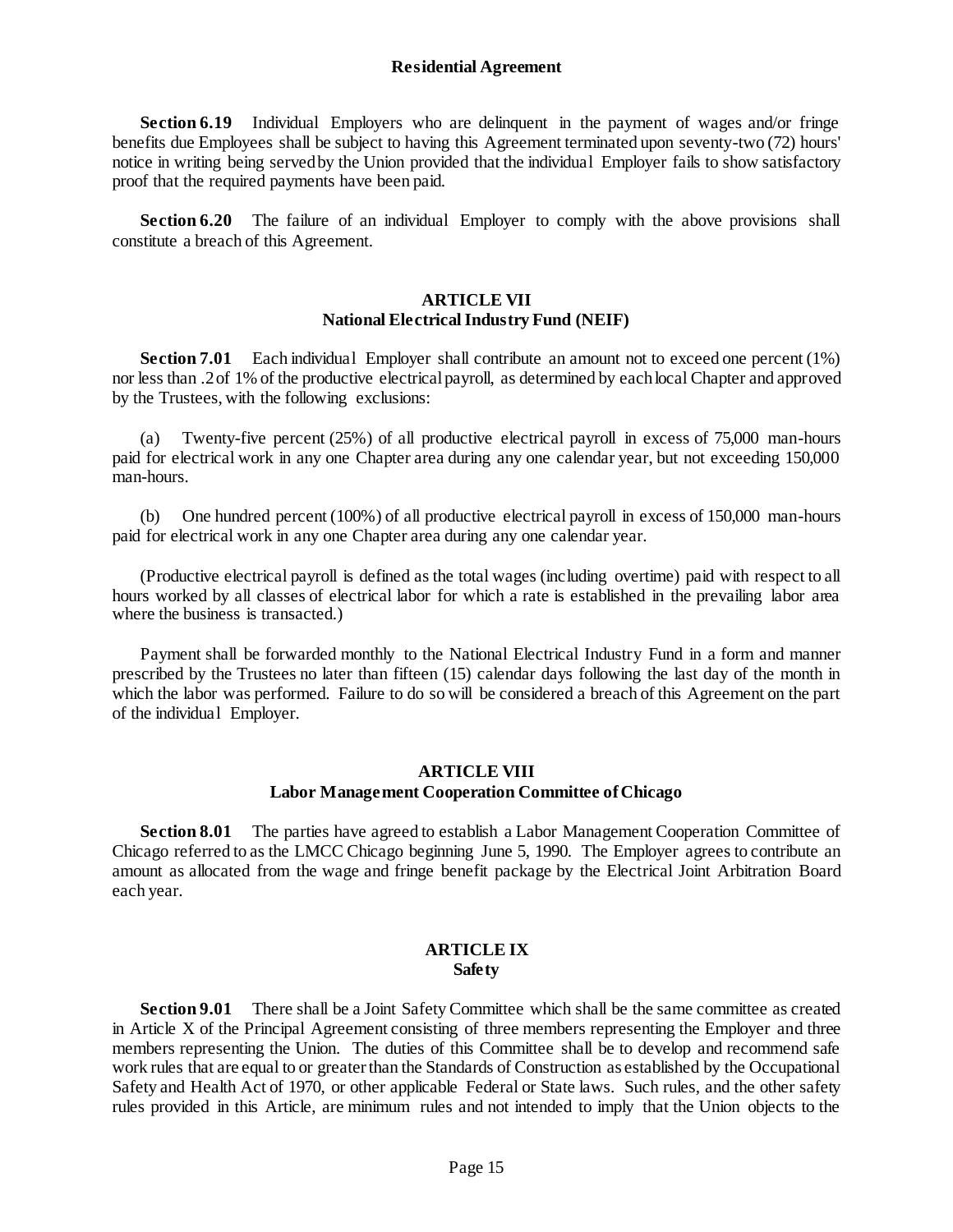**Section 6.19** Individual Employers who are delinquent in the payment of wages and/or fringe benefits due Employees shall be subject to having this Agreement terminated upon seventy-two (72) hours' notice in writing being served by the Union provided that the individual Employer fails to show satisfactory proof that the required payments have been paid.

**Section 6.20** The failure of an individual Employer to comply with the above provisions shall constitute a breach of this Agreement.

## ARTICLE VII
## National Electrical Industry Fund (NEIF)

**Section 7.01** Each individual Employer shall contribute an amount not to exceed one percent (1%) nor less than .2 of 1% of the productive electrical payroll, as determined by each local Chapter and approved by the Trustees, with the following exclusions:

(a) Twenty-five percent (25%) of all productive electrical payroll in excess of 75,000 man-hours paid for electrical work in any one Chapter area during any one calendar year, but not exceeding 150,000 man-hours.

(b) One hundred percent (100%) of all productive electrical payroll in excess of 150,000 man-hours paid for electrical work in any one Chapter area during any one calendar year.

(Productive electrical payroll is defined as the total wages (including overtime) paid with respect to all hours worked by all classes of electrical labor for which a rate is established in the prevailing labor area where the business is transacted.)

Payment shall be forwarded monthly to the National Electrical Industry Fund in a form and manner prescribed by the Trustees no later than fifteen (15) calendar days following the last day of the month in which the labor was performed. Failure to do so will be considered a breach of this Agreement on the part of the individual Employer.

## ARTICLE VIII
## Labor Management Cooperation Committee of Chicago

**Section 8.01** The parties have agreed to establish a Labor Management Cooperation Committee of Chicago referred to as the LMCC Chicago beginning June 5, 1990. The Employer agrees to contribute an amount as allocated from the wage and fringe benefit package by the Electrical Joint Arbitration Board each year.

## ARTICLE IX
## Safety

**Section 9.01** There shall be a Joint Safety Committee which shall be the same committee as created in Article X of the Principal Agreement consisting of three members representing the Employer and three members representing the Union. The duties of this Committee shall be to develop and recommend safe work rules that are equal to or greater than the Standards of Construction as established by the Occupational Safety and Health Act of 1970, or other applicable Federal or State laws. Such rules, and the other safety rules provided in this Article, are minimum rules and not intended to imply that the Union objects to the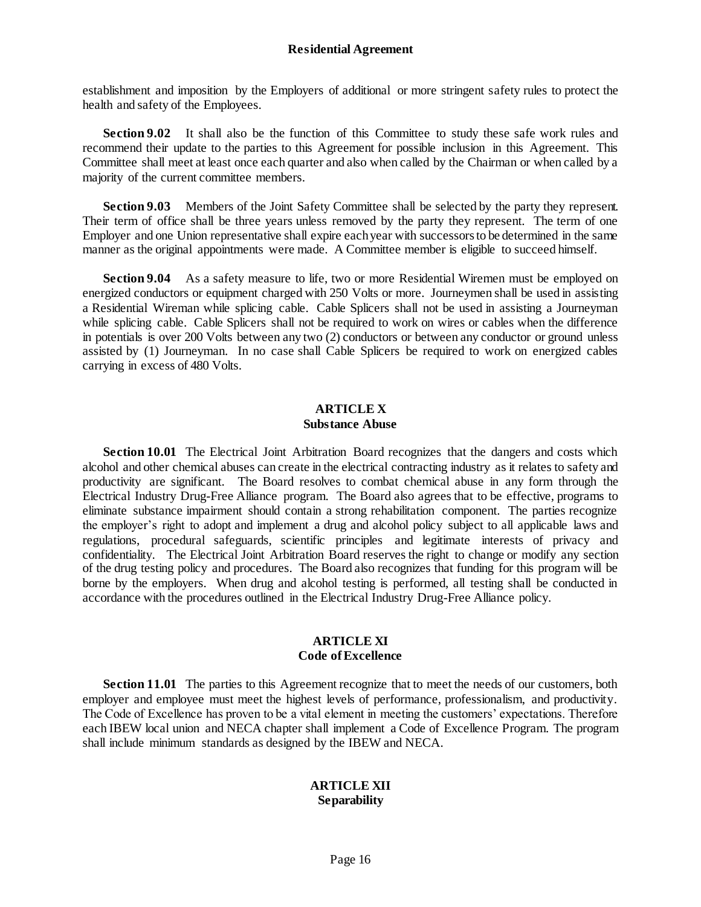establishment and imposition by the Employers of additional or more stringent safety rules to protect the health and safety of the Employees.

**Section 9.02** It shall also be the function of this Committee to study these safe work rules and recommend their update to the parties to this Agreement for possible inclusion in this Agreement. This Committee shall meet at least once each quarter and also when called by the Chairman or when called by a majority of the current committee members.

**Section 9.03** Members of the Joint Safety Committee shall be selected by the party they represent. Their term of office shall be three years unless removed by the party they represent. The term of one Employer and one Union representative shall expire each year with successors to be determined in the same manner as the original appointments were made. A Committee member is eligible to succeed himself.

**Section 9.04** As a safety measure to life, two or more Residential Wiremen must be employed on energized conductors or equipment charged with 250 Volts or more. Journeymen shall be used in assisting a Residential Wireman while splicing cable. Cable Splicers shall not be used in assisting a Journeyman while splicing cable. Cable Splicers shall not be required to work on wires or cables when the difference in potentials is over 200 Volts between any two (2) conductors or between any conductor or ground unless assisted by (1) Journeyman. In no case shall Cable Splicers be required to work on energized cables carrying in excess of 480 Volts.

## ARTICLE X
## Substance Abuse

**Section 10.01** The Electrical Joint Arbitration Board recognizes that the dangers and costs which alcohol and other chemical abuses can create in the electrical contracting industry as it relates to safety and productivity are significant. The Board resolves to combat chemical abuse in any form through the Electrical Industry Drug-Free Alliance program. The Board also agrees that to be effective, programs to eliminate substance impairment should contain a strong rehabilitation component. The parties recognize the employer's right to adopt and implement a drug and alcohol policy subject to all applicable laws and regulations, procedural safeguards, scientific principles and legitimate interests of privacy and confidentiality. The Electrical Joint Arbitration Board reserves the right to change or modify any section of the drug testing policy and procedures. The Board also recognizes that funding for this program will be borne by the employers. When drug and alcohol testing is performed, all testing shall be conducted in accordance with the procedures outlined in the Electrical Industry Drug-Free Alliance policy.

## ARTICLE XI
## Code of Excellence

**Section 11.01** The parties to this Agreement recognize that to meet the needs of our customers, both employer and employee must meet the highest levels of performance, professionalism, and productivity. The Code of Excellence has proven to be a vital element in meeting the customers' expectations. Therefore each IBEW local union and NECA chapter shall implement a Code of Excellence Program. The program shall include minimum standards as designed by the IBEW and NECA.

## ARTICLE XII
## Separability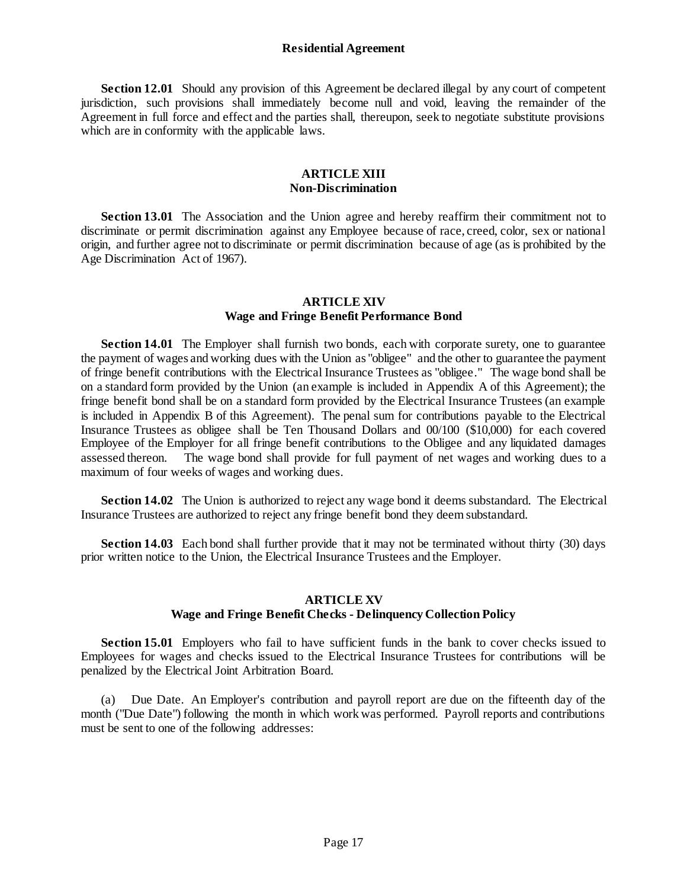**Section 12.01** Should any provision of this Agreement be declared illegal by any court of competent jurisdiction, such provisions shall immediately become null and void, leaving the remainder of the Agreement in full force and effect and the parties shall, thereupon, seek to negotiate substitute provisions which are in conformity with the applicable laws.

## ARTICLE XIII
## Non-Discrimination

**Section 13.01** The Association and the Union agree and hereby reaffirm their commitment not to discriminate or permit discrimination against any Employee because of race, creed, color, sex or national origin, and further agree not to discriminate or permit discrimination because of age (as is prohibited by the Age Discrimination Act of 1967).

## ARTICLE XIV
## Wage and Fringe Benefit Performance Bond

**Section 14.01** The Employer shall furnish two bonds, each with corporate surety, one to guarantee the payment of wages and working dues with the Union as "obligee" and the other to guarantee the payment of fringe benefit contributions with the Electrical Insurance Trustees as "obligee." The wage bond shall be on a standard form provided by the Union (an example is included in Appendix A of this Agreement); the fringe benefit bond shall be on a standard form provided by the Electrical Insurance Trustees (an example is included in Appendix B of this Agreement). The penal sum for contributions payable to the Electrical Insurance Trustees as obligee shall be Ten Thousand Dollars and 00/100 ($10,000) for each covered Employee of the Employer for all fringe benefit contributions to the Obligee and any liquidated damages assessed thereon. The wage bond shall provide for full payment of net wages and working dues to a maximum of four weeks of wages and working dues.

**Section 14.02** The Union is authorized to reject any wage bond it deems substandard. The Electrical Insurance Trustees are authorized to reject any fringe benefit bond they deem substandard.

**Section 14.03** Each bond shall further provide that it may not be terminated without thirty (30) days prior written notice to the Union, the Electrical Insurance Trustees and the Employer.

## ARTICLE XV
## Wage and Fringe Benefit Checks - Delinquency Collection Policy

**Section 15.01** Employers who fail to have sufficient funds in the bank to cover checks issued to Employees for wages and checks issued to the Electrical Insurance Trustees for contributions will be penalized by the Electrical Joint Arbitration Board.

(a) Due Date. An Employer's contribution and payroll report are due on the fifteenth day of the month ("Due Date") following the month in which work was performed. Payroll reports and contributions must be sent to one of the following addresses: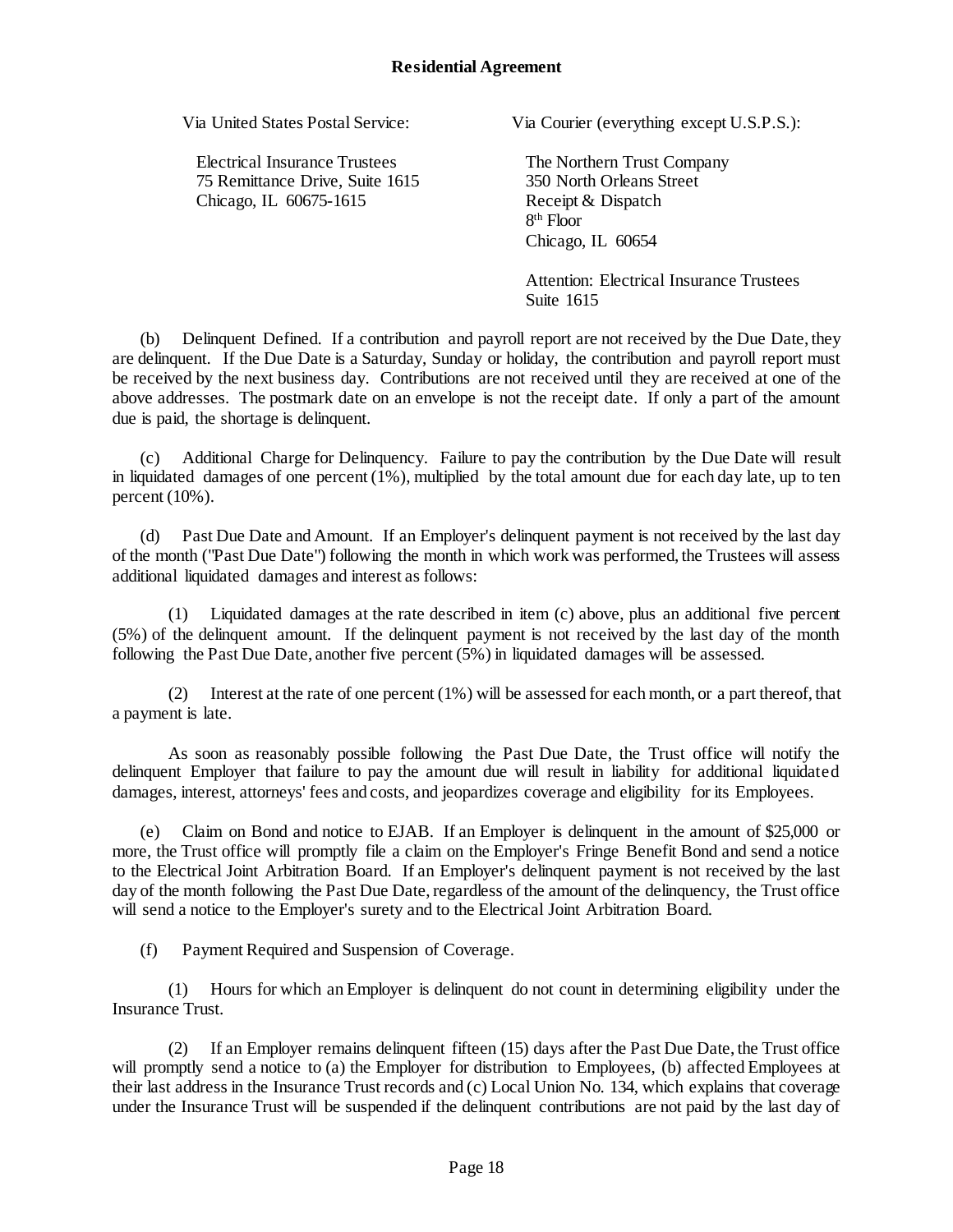Via United States Postal Service:

Electrical Insurance Trustees
75 Remittance Drive, Suite 1615
Chicago, IL 60675-1615

Via Courier (everything except U.S.P.S.):

The Northern Trust Company
350 North Orleans Street
Receipt & Dispatch
8th Floor
Chicago, IL 60654

Attention: Electrical Insurance Trustees
Suite 1615

(b) Delinquent Defined. If a contribution and payroll report are not received by the Due Date, they are delinquent. If the Due Date is a Saturday, Sunday or holiday, the contribution and payroll report must be received by the next business day. Contributions are not received until they are received at one of the above addresses. The postmark date on an envelope is not the receipt date. If only a part of the amount due is paid, the shortage is delinquent.

(c) Additional Charge for Delinquency. Failure to pay the contribution by the Due Date will result in liquidated damages of one percent (1%), multiplied by the total amount due for each day late, up to ten percent (10%).

(d) Past Due Date and Amount. If an Employer's delinquent payment is not received by the last day of the month ("Past Due Date") following the month in which work was performed, the Trustees will assess additional liquidated damages and interest as follows:

(1) Liquidated damages at the rate described in item (c) above, plus an additional five percent (5%) of the delinquent amount. If the delinquent payment is not received by the last day of the month following the Past Due Date, another five percent (5%) in liquidated damages will be assessed.

(2) Interest at the rate of one percent (1%) will be assessed for each month, or a part thereof, that a payment is late.

As soon as reasonably possible following the Past Due Date, the Trust office will notify the delinquent Employer that failure to pay the amount due will result in liability for additional liquidated damages, interest, attorneys' fees and costs, and jeopardizes coverage and eligibility for its Employees.

(e) Claim on Bond and notice to EJAB. If an Employer is delinquent in the amount of $25,000 or more, the Trust office will promptly file a claim on the Employer's Fringe Benefit Bond and send a notice to the Electrical Joint Arbitration Board. If an Employer's delinquent payment is not received by the last day of the month following the Past Due Date, regardless of the amount of the delinquency, the Trust office will send a notice to the Employer's surety and to the Electrical Joint Arbitration Board.

(f) Payment Required and Suspension of Coverage.

(1) Hours for which an Employer is delinquent do not count in determining eligibility under the Insurance Trust.

(2) If an Employer remains delinquent fifteen (15) days after the Past Due Date, the Trust office will promptly send a notice to (a) the Employer for distribution to Employees, (b) affected Employees at their last address in the Insurance Trust records and (c) Local Union No. 134, which explains that coverage under the Insurance Trust will be suspended if the delinquent contributions are not paid by the last day of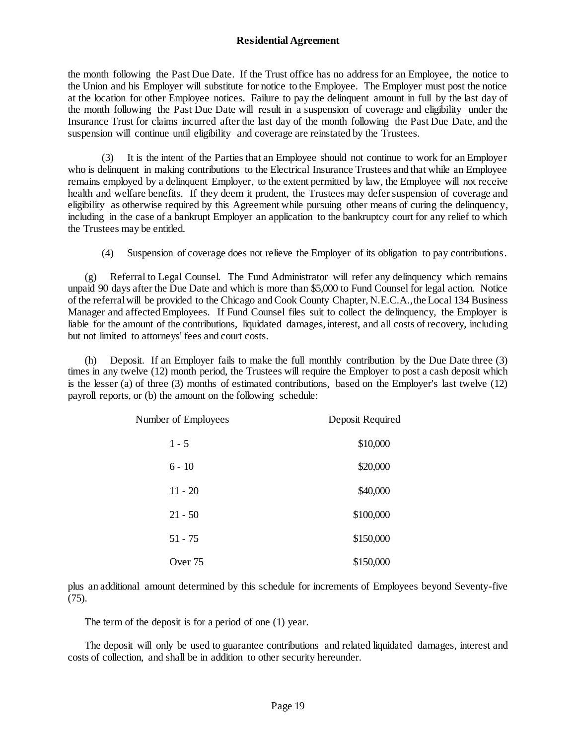the month following the Past Due Date. If the Trust office has no address for an Employee, the notice to the Union and his Employer will substitute for notice to the Employee. The Employer must post the notice at the location for other Employee notices. Failure to pay the delinquent amount in full by the last day of the month following the Past Due Date will result in a suspension of coverage and eligibility under the Insurance Trust for claims incurred after the last day of the month following the Past Due Date, and the suspension will continue until eligibility and coverage are reinstated by the Trustees.

(3) It is the intent of the Parties that an Employee should not continue to work for an Employer who is delinquent in making contributions to the Electrical Insurance Trustees and that while an Employee remains employed by a delinquent Employer, to the extent permitted by law, the Employee will not receive health and welfare benefits. If they deem it prudent, the Trustees may defer suspension of coverage and eligibility as otherwise required by this Agreement while pursuing other means of curing the delinquency, including in the case of a bankrupt Employer an application to the bankruptcy court for any relief to which the Trustees may be entitled.

(4) Suspension of coverage does not relieve the Employer of its obligation to pay contributions.

(g) Referral to Legal Counsel. The Fund Administrator will refer any delinquency which remains unpaid 90 days after the Due Date and which is more than $5,000 to Fund Counsel for legal action. Notice of the referral will be provided to the Chicago and Cook County Chapter, N.E.C.A., the Local 134 Business Manager and affected Employees. If Fund Counsel files suit to collect the delinquency, the Employer is liable for the amount of the contributions, liquidated damages, interest, and all costs of recovery, including but not limited to attorneys' fees and court costs.

(h) Deposit. If an Employer fails to make the full monthly contribution by the Due Date three (3) times in any twelve (12) month period, the Trustees will require the Employer to post a cash deposit which is the lesser (a) of three (3) months of estimated contributions, based on the Employer's last twelve (12) payroll reports, or (b) the amount on the following schedule:

| Number of Employees | Deposit Required |
|---|---|
| 1 - 5 | $10,000 |
| 6 - 10 | $20,000 |
| 11 - 20 | $40,000 |
| 21 - 50 | $100,000 |
| 51 - 75 | $150,000 |
| Over 75 | $150,000 |

plus an additional amount determined by this schedule for increments of Employees beyond Seventy-five (75).

The term of the deposit is for a period of one (1) year.

The deposit will only be used to guarantee contributions and related liquidated damages, interest and costs of collection, and shall be in addition to other security hereunder.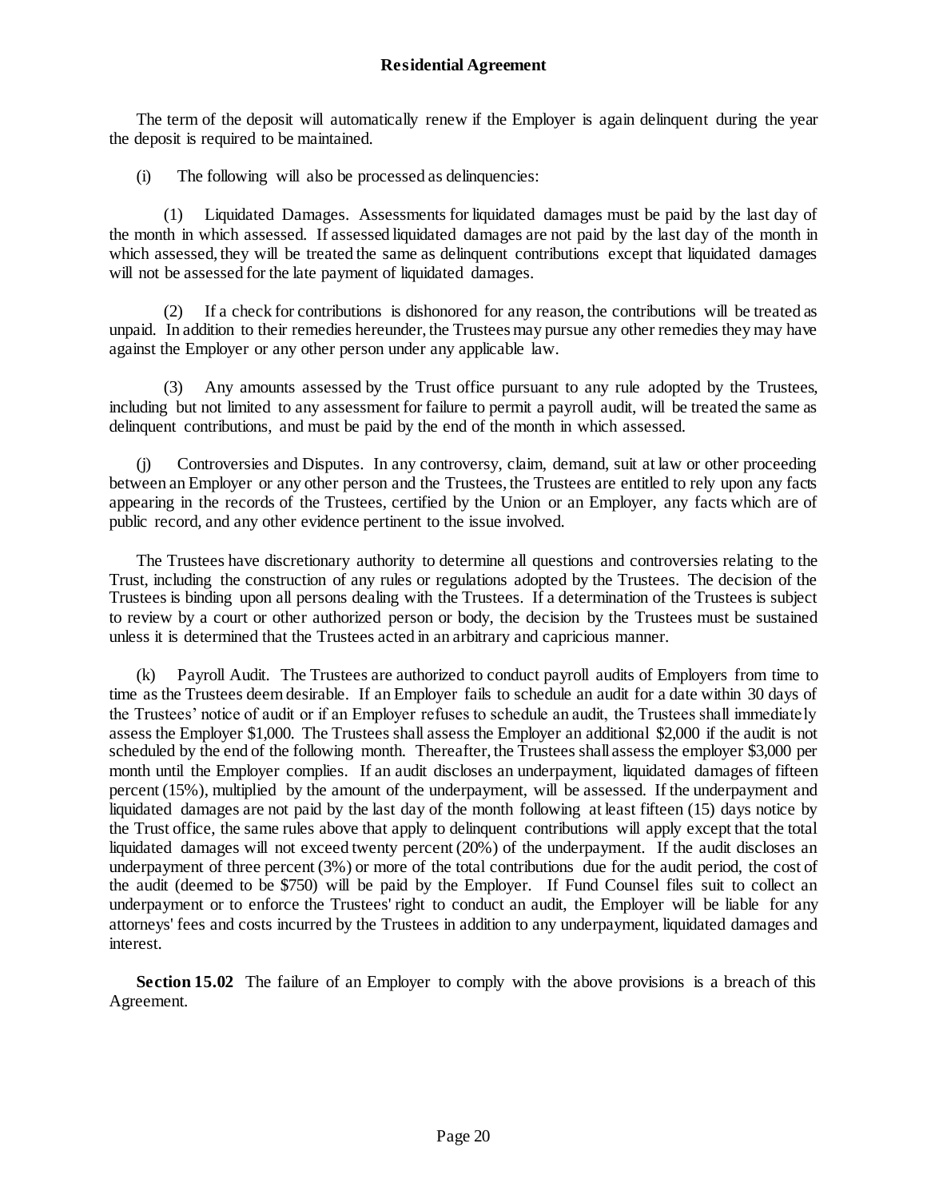The term of the deposit will automatically renew if the Employer is again delinquent during the year the deposit is required to be maintained.

(i) The following will also be processed as delinquencies:

(1) Liquidated Damages. Assessments for liquidated damages must be paid by the last day of the month in which assessed. If assessed liquidated damages are not paid by the last day of the month in which assessed, they will be treated the same as delinquent contributions except that liquidated damages will not be assessed for the late payment of liquidated damages.

(2) If a check for contributions is dishonored for any reason, the contributions will be treated as unpaid. In addition to their remedies hereunder, the Trustees may pursue any other remedies they may have against the Employer or any other person under any applicable law.

(3) Any amounts assessed by the Trust office pursuant to any rule adopted by the Trustees, including but not limited to any assessment for failure to permit a payroll audit, will be treated the same as delinquent contributions, and must be paid by the end of the month in which assessed.

(j) Controversies and Disputes. In any controversy, claim, demand, suit at law or other proceeding between an Employer or any other person and the Trustees, the Trustees are entitled to rely upon any facts appearing in the records of the Trustees, certified by the Union or an Employer, any facts which are of public record, and any other evidence pertinent to the issue involved.

The Trustees have discretionary authority to determine all questions and controversies relating to the Trust, including the construction of any rules or regulations adopted by the Trustees. The decision of the Trustees is binding upon all persons dealing with the Trustees. If a determination of the Trustees is subject to review by a court or other authorized person or body, the decision by the Trustees must be sustained unless it is determined that the Trustees acted in an arbitrary and capricious manner.

(k) Payroll Audit. The Trustees are authorized to conduct payroll audits of Employers from time to time as the Trustees deem desirable. If an Employer fails to schedule an audit for a date within 30 days of the Trustees' notice of audit or if an Employer refuses to schedule an audit, the Trustees shall immediately assess the Employer $1,000. The Trustees shall assess the Employer an additional $2,000 if the audit is not scheduled by the end of the following month. Thereafter, the Trustees shall assess the employer $3,000 per month until the Employer complies. If an audit discloses an underpayment, liquidated damages of fifteen percent (15%), multiplied by the amount of the underpayment, will be assessed. If the underpayment and liquidated damages are not paid by the last day of the month following at least fifteen (15) days notice by the Trust office, the same rules above that apply to delinquent contributions will apply except that the total liquidated damages will not exceed twenty percent (20%) of the underpayment. If the audit discloses an underpayment of three percent (3%) or more of the total contributions due for the audit period, the cost of the audit (deemed to be $750) will be paid by the Employer. If Fund Counsel files suit to collect an underpayment or to enforce the Trustees' right to conduct an audit, the Employer will be liable for any attorneys' fees and costs incurred by the Trustees in addition to any underpayment, liquidated damages and interest.

**Section 15.02** The failure of an Employer to comply with the above provisions is a breach of this Agreement.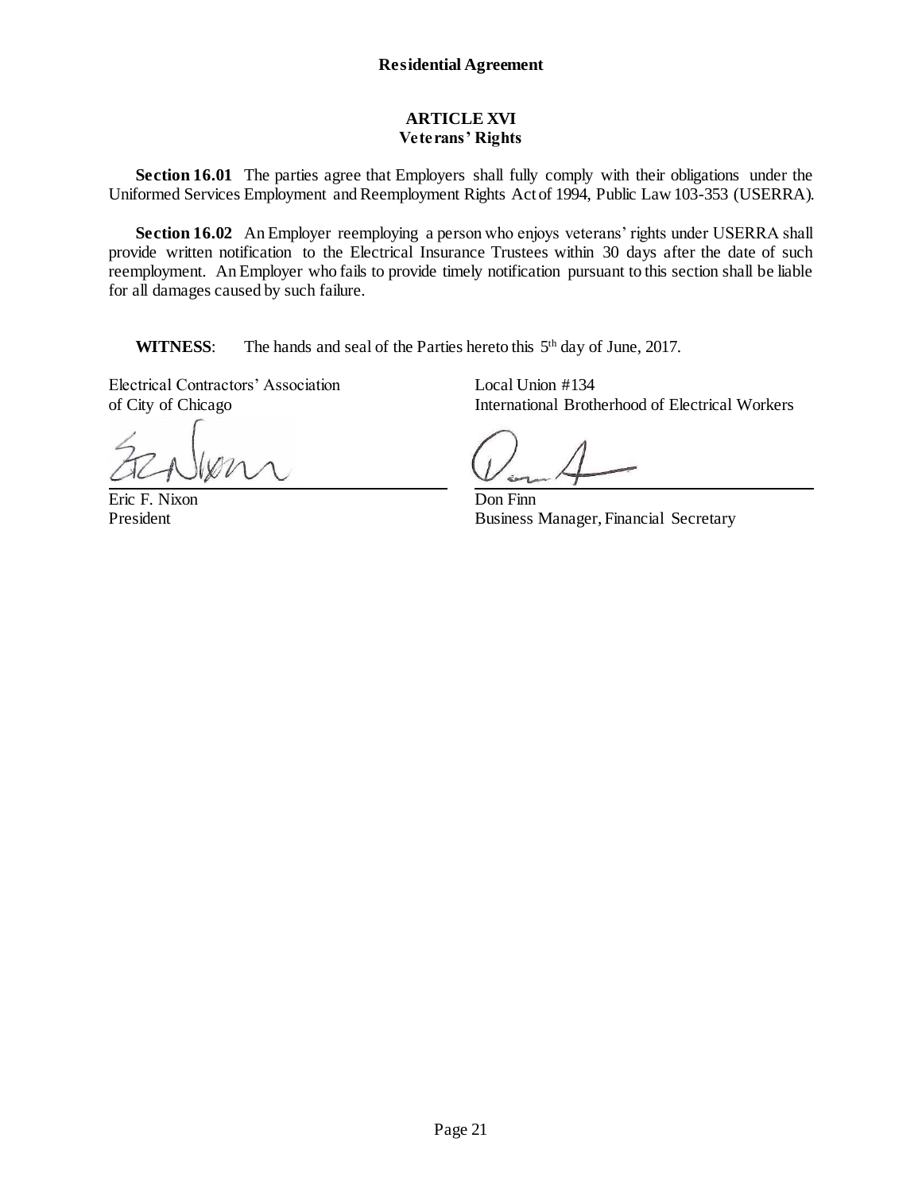## ARTICLE XVI
### Veterans' Rights

**Section 16.01** The parties agree that Employers shall fully comply with their obligations under the Uniformed Services Employment and Reemployment Rights Act of 1994, Public Law 103-353 (USERRA).

**Section 16.02** An Employer reemploying a person who enjoys veterans' rights under USERRA shall provide written notification to the Electrical Insurance Trustees within 30 days after the date of such reemployment. An Employer who fails to provide timely notification pursuant to this section shall be liable for all damages caused by such failure.

**WITNESS**: The hands and seal of the Parties hereto this 5th day of June, 2017.

Electrical Contractors' Association
of City of Chicago

Eric F. Nixon
President

Local Union #134
International Brotherhood of Electrical Workers

Don Finn
Business Manager, Financial Secretary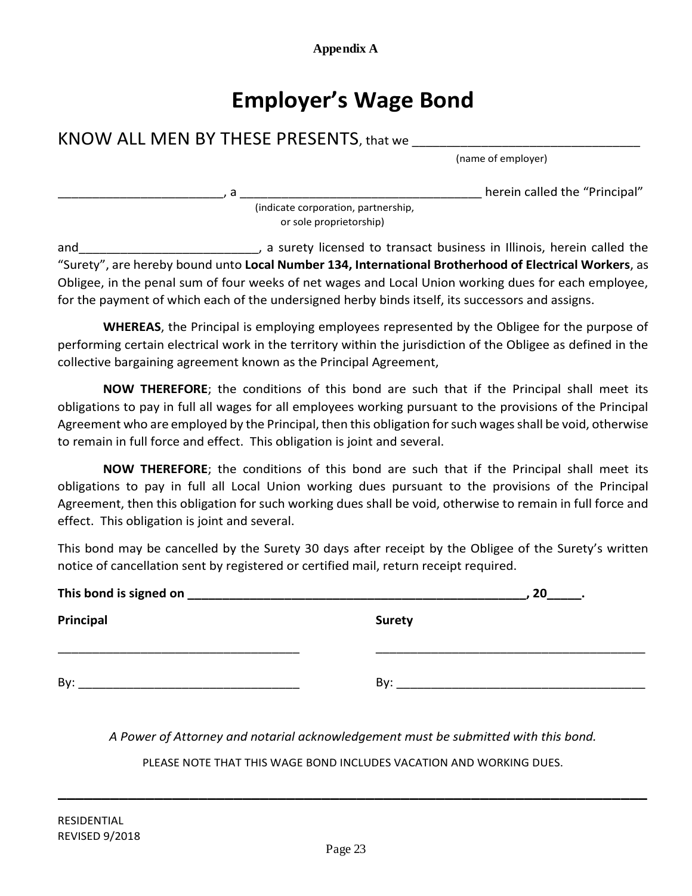**Appendix A**

# Employer's Wage Bond

KNOW ALL MEN BY THESE PRESENTS, that we _______________________________
(name of employer)

________________________, a ___________________________________ herein called the "Principal"
(indicate corporation, partnership, or sole proprietorship)

and__________________________, a surety licensed to transact business in Illinois, herein called the "Surety", are hereby bound unto **Local Number 134, International Brotherhood of Electrical Workers**, as Obligee, in the penal sum of four weeks of net wages and Local Union working dues for each employee, for the payment of which each of the undersigned herby binds itself, its successors and assigns.

**WHEREAS**, the Principal is employing employees represented by the Obligee for the purpose of performing certain electrical work in the territory within the jurisdiction of the Obligee as defined in the collective bargaining agreement known as the Principal Agreement,

**NOW THEREFORE**; the conditions of this bond are such that if the Principal shall meet its obligations to pay in full all wages for all employees working pursuant to the provisions of the Principal Agreement who are employed by the Principal, then this obligation for such wages shall be void, otherwise to remain in full force and effect. This obligation is joint and several.

**NOW THEREFORE**; the conditions of this bond are such that if the Principal shall meet its obligations to pay in full all Local Union working dues pursuant to the provisions of the Principal Agreement, then this obligation for such working dues shall be void, otherwise to remain in full force and effect. This obligation is joint and several.

This bond may be cancelled by the Surety 30 days after receipt by the Obligee of the Surety's written notice of cancellation sent by registered or certified mail, return receipt required.

**This bond is signed on _____________________________________________________, 20_____.**

| **Principal** | **Surety** |
|---|---|
| ___________________________________ | ________________________________________ |
| By: _______________________________ | By: _____________________________________ |

*A Power of Attorney and notarial acknowledgement must be submitted with this bond.*

PLEASE NOTE THAT THIS WAGE BOND INCLUDES VACATION AND WORKING DUES.

RESIDENTIAL
REVISED 9/2018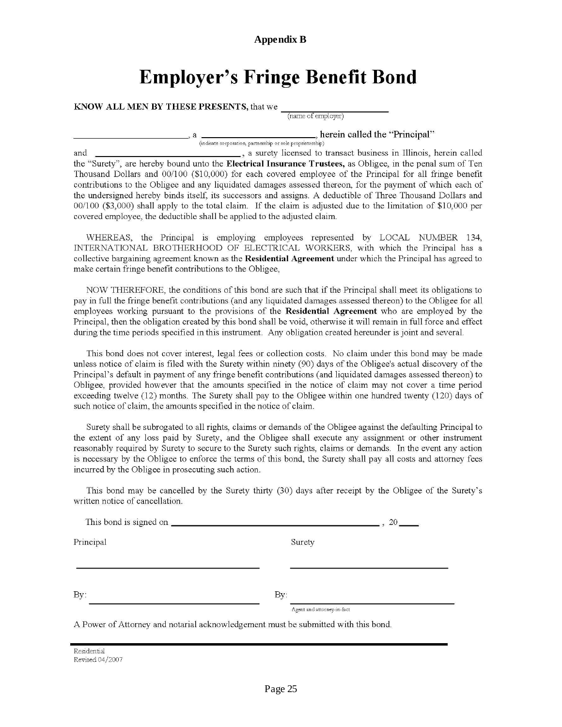**Appendix B**

# Employer's Fringe Benefit Bond

**KNOW ALL MEN BY THESE PRESENTS,** that we \_\_\_\_\_\_\_\_\_\_\_\_\_\_\_\_\_\_\_\_\_\_
(name of employer)

\_\_\_\_\_\_\_\_\_\_\_\_\_\_\_\_\_\_\_\_\_\_\_\_, a \_\_\_\_\_\_\_\_\_\_\_\_\_\_\_\_\_\_\_\_\_\_\_\_, herein called the "Principal"
(indicate corporation, partnership or sole proprietorship)

and \_\_\_\_\_\_\_\_\_\_\_\_\_\_\_\_\_\_\_\_\_\_\_\_\_\_\_\_\_\_, a surety licensed to transact business in Illinois, herein called the "Surety", are hereby bound unto the **Electrical Insurance Trustees,** as Obligee, in the penal sum of Ten Thousand Dollars and 00/100 ($10,000) for each covered employee of the Principal for all fringe benefit contributions to the Obligee and any liquidated damages assessed thereon, for the payment of which each of the undersigned hereby binds itself, its successors and assigns. A deductible of Three Thousand Dollars and 00/100 ($3,000) shall apply to the total claim. If the claim is adjusted due to the limitation of $10,000 per covered employee, the deductible shall be applied to the adjusted claim.

WHEREAS, the Principal is employing employees represented by LOCAL NUMBER 134, INTERNATIONAL BROTHERHOOD OF ELECTRICAL WORKERS, with which the Principal has a collective bargaining agreement known as the **Residential Agreement** under which the Principal has agreed to make certain fringe benefit contributions to the Obligee,

NOW THEREFORE, the conditions of this bond are such that if the Principal shall meet its obligations to pay in full the fringe benefit contributions (and any liquidated damages assessed thereon) to the Obligee for all employees working pursuant to the provisions of the **Residential Agreement** who are employed by the Principal, then the obligation created by this bond shall be void, otherwise it will remain in full force and effect during the time periods specified in this instrument. Any obligation created hereunder is joint and several.

This bond does not cover interest, legal fees or collection costs. No claim under this bond may be made unless notice of claim is filed with the Surety within ninety (90) days of the Obligee's actual discovery of the Principal's default in payment of any fringe benefit contributions (and liquidated damages assessed thereon) to Obligee, provided however that the amounts specified in the notice of claim may not cover a time period exceeding twelve (12) months. The Surety shall pay to the Obligee within one hundred twenty (120) days of such notice of claim, the amounts specified in the notice of claim.

Surety shall be subrogated to all rights, claims or demands of the Obligee against the defaulting Principal to the extent of any loss paid by Surety, and the Obligee shall execute any assignment or other instrument reasonably required by Surety to secure to the Surety such rights, claims or demands. In the event any action is necessary by the Obligee to enforce the terms of this bond, the Surety shall pay all costs and attorney fees incurred by the Obligee in prosecuting such action.

This bond may be cancelled by the Surety thirty (30) days after receipt by the Obligee of the Surety's written notice of cancellation.

This bond is signed on \_\_\_\_\_\_\_\_\_\_\_\_\_\_\_\_\_\_\_\_\_\_\_\_\_\_\_\_\_\_\_\_\_\_\_\_\_\_\_\_, 20\_\_\_\_

| Principal | Surety |
|---|---|
| \_\_\_\_\_\_\_\_\_\_\_\_\_\_\_\_\_\_\_\_\_\_\_\_\_\_\_\_ | \_\_\_\_\_\_\_\_\_\_\_\_\_\_\_\_\_\_\_\_\_\_\_\_\_\_\_\_ |
| By: \_\_\_\_\_\_\_\_\_\_\_\_\_\_\_\_\_\_\_\_\_\_\_\_ | By: \_\_\_\_\_\_\_\_\_\_\_\_\_\_\_\_\_\_\_\_\_\_\_\_ Agent and attorney-in-fact |

A Power of Attorney and notarial acknowledgement must be submitted with this bond.

Residential
Revised 04/2007